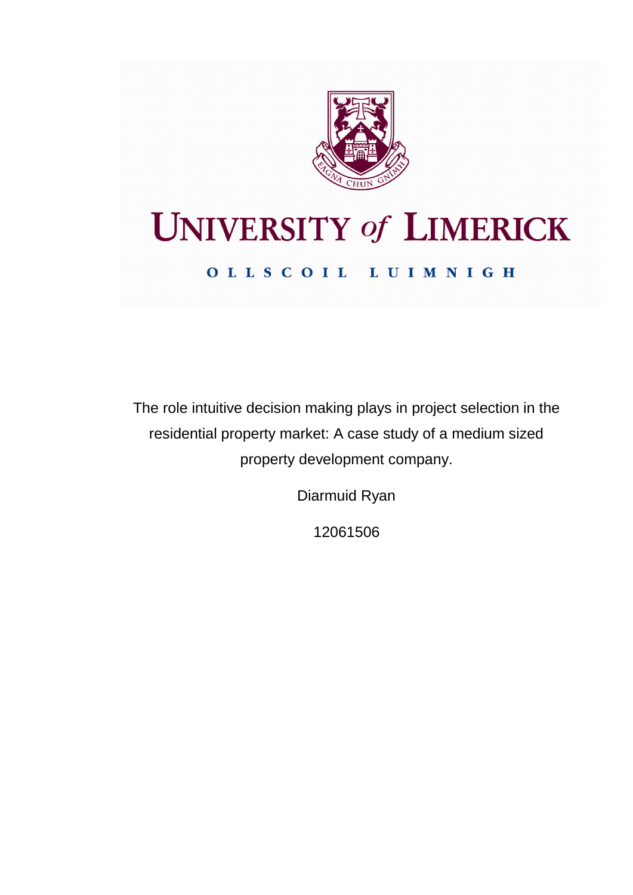UNIVERSITY of LIMERICK

OLLSCOIL LUIMNIGH

The role intuitive decision making plays in project selection in the residential property market: A case study of a medium sized property development company.

Diarmuid Ryan

12061506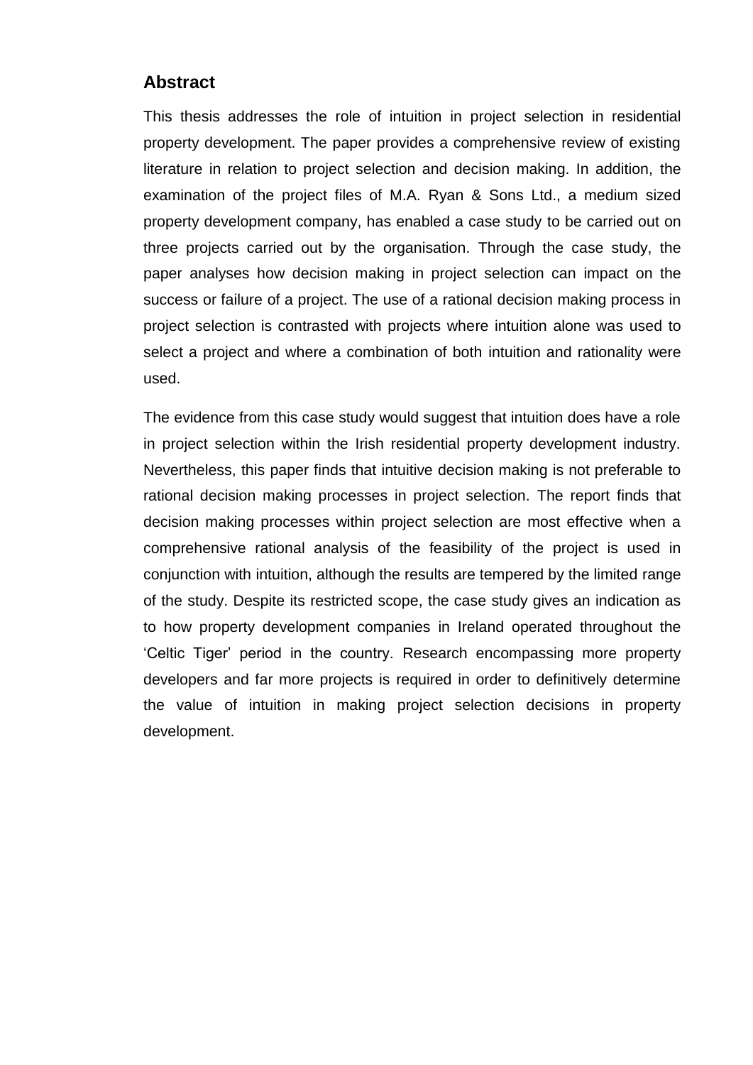## Abstract

This thesis addresses the role of intuition in project selection in residential property development. The paper provides a comprehensive review of existing literature in relation to project selection and decision making. In addition, the examination of the project files of M.A. Ryan & Sons Ltd., a medium sized property development company, has enabled a case study to be carried out on three projects carried out by the organisation. Through the case study, the paper analyses how decision making in project selection can impact on the success or failure of a project. The use of a rational decision making process in project selection is contrasted with projects where intuition alone was used to select a project and where a combination of both intuition and rationality were used.

The evidence from this case study would suggest that intuition does have a role in project selection within the Irish residential property development industry. Nevertheless, this paper finds that intuitive decision making is not preferable to rational decision making processes in project selection. The report finds that decision making processes within project selection are most effective when a comprehensive rational analysis of the feasibility of the project is used in conjunction with intuition, although the results are tempered by the limited range of the study. Despite its restricted scope, the case study gives an indication as to how property development companies in Ireland operated throughout the 'Celtic Tiger' period in the country. Research encompassing more property developers and far more projects is required in order to definitively determine the value of intuition in making project selection decisions in property development.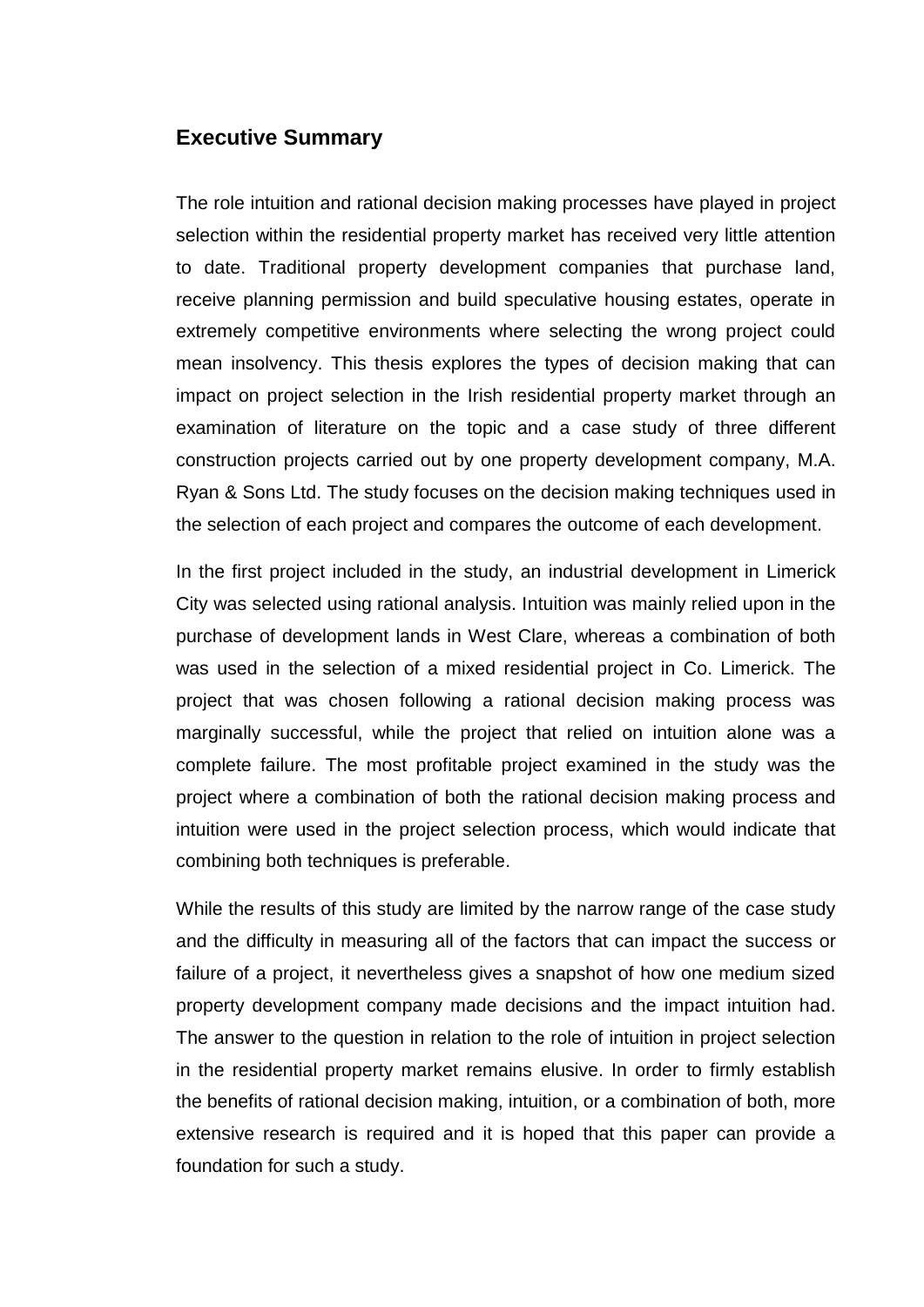## Executive Summary

The role intuition and rational decision making processes have played in project selection within the residential property market has received very little attention to date. Traditional property development companies that purchase land, receive planning permission and build speculative housing estates, operate in extremely competitive environments where selecting the wrong project could mean insolvency. This thesis explores the types of decision making that can impact on project selection in the Irish residential property market through an examination of literature on the topic and a case study of three different construction projects carried out by one property development company, M.A. Ryan & Sons Ltd. The study focuses on the decision making techniques used in the selection of each project and compares the outcome of each development.

In the first project included in the study, an industrial development in Limerick City was selected using rational analysis. Intuition was mainly relied upon in the purchase of development lands in West Clare, whereas a combination of both was used in the selection of a mixed residential project in Co. Limerick. The project that was chosen following a rational decision making process was marginally successful, while the project that relied on intuition alone was a complete failure. The most profitable project examined in the study was the project where a combination of both the rational decision making process and intuition were used in the project selection process, which would indicate that combining both techniques is preferable.

While the results of this study are limited by the narrow range of the case study and the difficulty in measuring all of the factors that can impact the success or failure of a project, it nevertheless gives a snapshot of how one medium sized property development company made decisions and the impact intuition had. The answer to the question in relation to the role of intuition in project selection in the residential property market remains elusive. In order to firmly establish the benefits of rational decision making, intuition, or a combination of both, more extensive research is required and it is hoped that this paper can provide a foundation for such a study.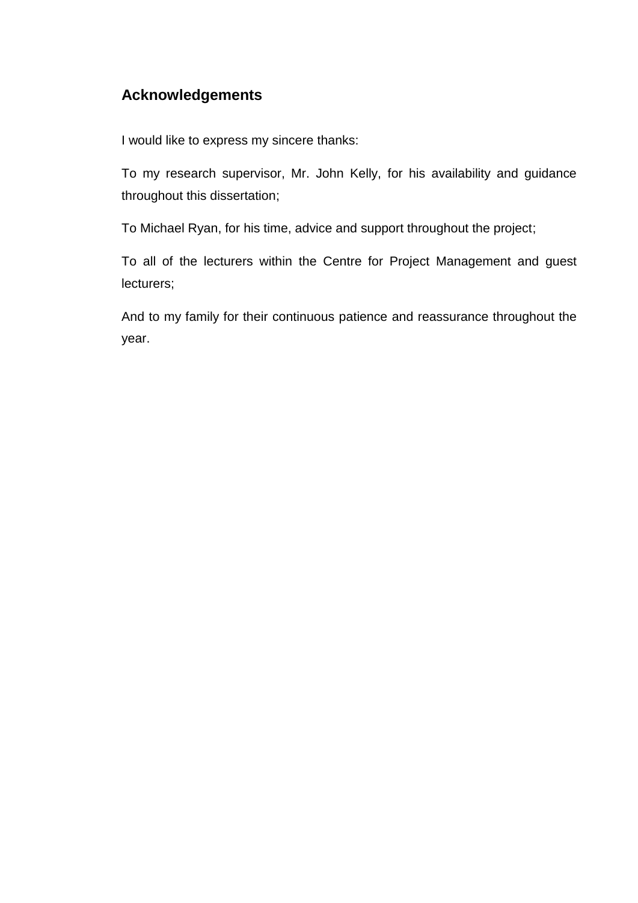## Acknowledgements

I would like to express my sincere thanks:

To my research supervisor, Mr. John Kelly, for his availability and guidance throughout this dissertation;

To Michael Ryan, for his time, advice and support throughout the project;

To all of the lecturers within the Centre for Project Management and guest lecturers;

And to my family for their continuous patience and reassurance throughout the year.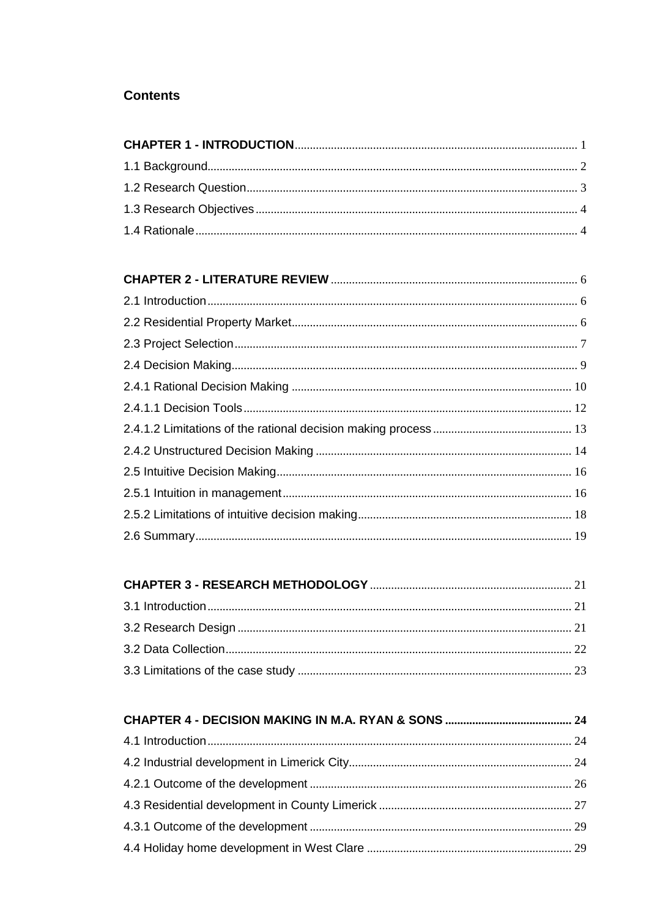## Contents

**CHAPTER 1 - INTRODUCTION** ........ 1

1.1 Background ........ 2

1.2 Research Question ........ 3

1.3 Research Objectives ........ 4

1.4 Rationale ........ 4

**CHAPTER 2 - LITERATURE REVIEW** ........ 6

2.1 Introduction ........ 6

2.2 Residential Property Market ........ 6

2.3 Project Selection ........ 7

2.4 Decision Making ........ 9

2.4.1 Rational Decision Making ........ 10

2.4.1.1 Decision Tools ........ 12

2.4.1.2 Limitations of the rational decision making process ........ 13

2.4.2 Unstructured Decision Making ........ 14

2.5 Intuitive Decision Making ........ 16

2.5.1 Intuition in management ........ 16

2.5.2 Limitations of intuitive decision making ........ 18

2.6 Summary ........ 19

**CHAPTER 3 - RESEARCH METHODOLOGY** ........ 21

3.1 Introduction ........ 21

3.2 Research Design ........ 21

3.2 Data Collection ........ 22

3.3 Limitations of the case study ........ 23

**CHAPTER 4 - DECISION MAKING IN M.A. RYAN & SONS** ........ **24**

4.1 Introduction ........ 24

4.2 Industrial development in Limerick City ........ 24

4.2.1 Outcome of the development ........ 26

4.3 Residential development in County Limerick ........ 27

4.3.1 Outcome of the development ........ 29

4.4 Holiday home development in West Clare ........ 29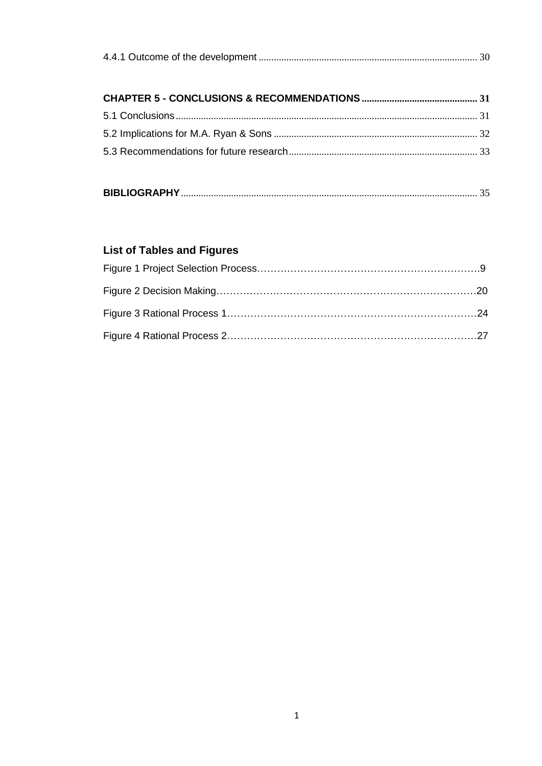4.4.1 Outcome of the development ........................................................................................ 30

**CHAPTER 5 - CONCLUSIONS & RECOMMENDATIONS** .............................................. **31**

5.1 Conclusions ........................................................................................................................ 31

5.2 Implications for M.A. Ryan & Sons ................................................................................. 32

5.3 Recommendations for future research ........................................................................... 33

**BIBLIOGRAPHY** ..................................................................................................................... 35

## List of Tables and Figures

Figure 1 Project Selection Process……………………………………………………………9

Figure 2 Decision Making……………………………………………………………………20

Figure 3 Rational Process 1…………………………………………………………………24

Figure 4 Rational Process 2…………………………………………………………………27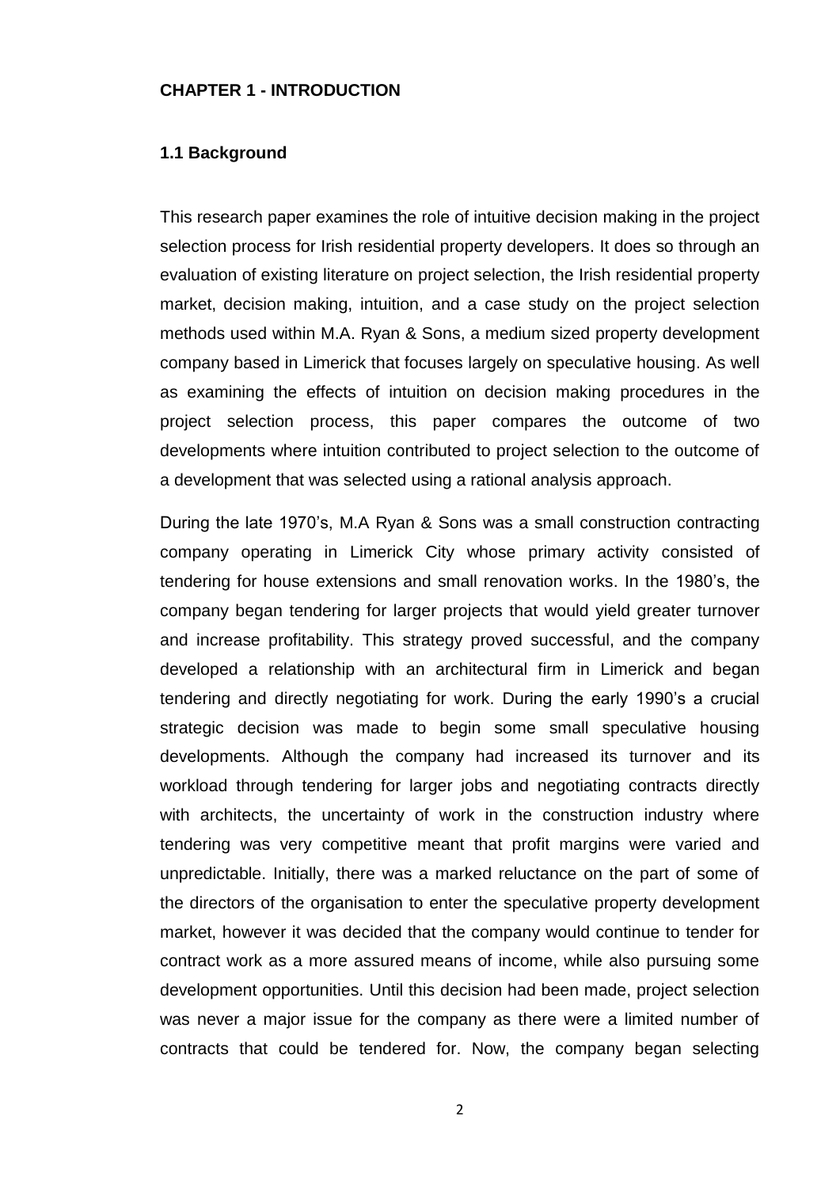## CHAPTER 1 - INTRODUCTION

### 1.1 Background

This research paper examines the role of intuitive decision making in the project selection process for Irish residential property developers. It does so through an evaluation of existing literature on project selection, the Irish residential property market, decision making, intuition, and a case study on the project selection methods used within M.A. Ryan & Sons, a medium sized property development company based in Limerick that focuses largely on speculative housing. As well as examining the effects of intuition on decision making procedures in the project selection process, this paper compares the outcome of two developments where intuition contributed to project selection to the outcome of a development that was selected using a rational analysis approach.

During the late 1970's, M.A Ryan & Sons was a small construction contracting company operating in Limerick City whose primary activity consisted of tendering for house extensions and small renovation works. In the 1980's, the company began tendering for larger projects that would yield greater turnover and increase profitability. This strategy proved successful, and the company developed a relationship with an architectural firm in Limerick and began tendering and directly negotiating for work. During the early 1990's a crucial strategic decision was made to begin some small speculative housing developments. Although the company had increased its turnover and its workload through tendering for larger jobs and negotiating contracts directly with architects, the uncertainty of work in the construction industry where tendering was very competitive meant that profit margins were varied and unpredictable. Initially, there was a marked reluctance on the part of some of the directors of the organisation to enter the speculative property development market, however it was decided that the company would continue to tender for contract work as a more assured means of income, while also pursuing some development opportunities. Until this decision had been made, project selection was never a major issue for the company as there were a limited number of contracts that could be tendered for. Now, the company began selecting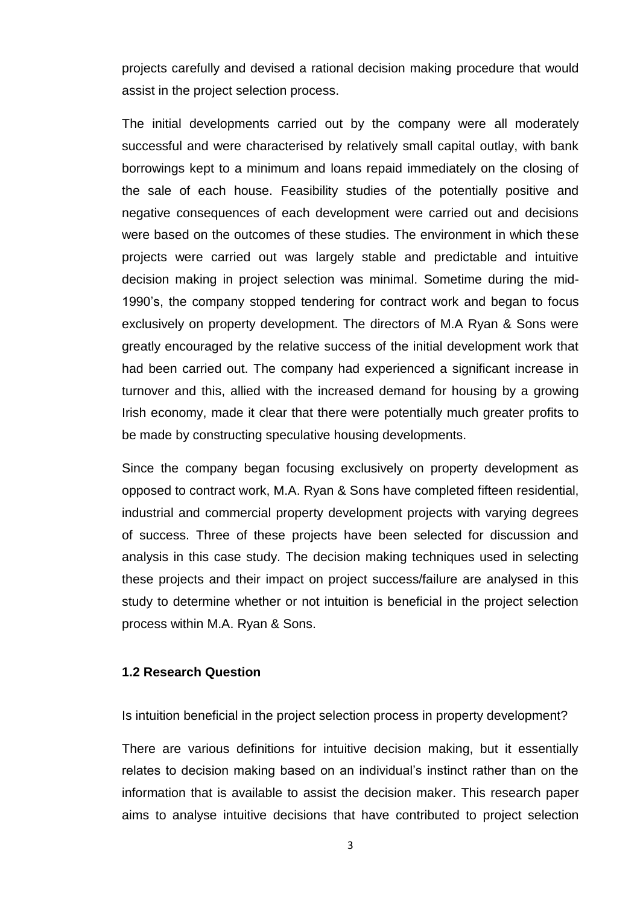projects carefully and devised a rational decision making procedure that would assist in the project selection process.

The initial developments carried out by the company were all moderately successful and were characterised by relatively small capital outlay, with bank borrowings kept to a minimum and loans repaid immediately on the closing of the sale of each house. Feasibility studies of the potentially positive and negative consequences of each development were carried out and decisions were based on the outcomes of these studies. The environment in which these projects were carried out was largely stable and predictable and intuitive decision making in project selection was minimal. Sometime during the mid-1990's, the company stopped tendering for contract work and began to focus exclusively on property development. The directors of M.A Ryan & Sons were greatly encouraged by the relative success of the initial development work that had been carried out. The company had experienced a significant increase in turnover and this, allied with the increased demand for housing by a growing Irish economy, made it clear that there were potentially much greater profits to be made by constructing speculative housing developments.

Since the company began focusing exclusively on property development as opposed to contract work, M.A. Ryan & Sons have completed fifteen residential, industrial and commercial property development projects with varying degrees of success. Three of these projects have been selected for discussion and analysis in this case study. The decision making techniques used in selecting these projects and their impact on project success/failure are analysed in this study to determine whether or not intuition is beneficial in the project selection process within M.A. Ryan & Sons.

### 1.2 Research Question

Is intuition beneficial in the project selection process in property development?

There are various definitions for intuitive decision making, but it essentially relates to decision making based on an individual's instinct rather than on the information that is available to assist the decision maker. This research paper aims to analyse intuitive decisions that have contributed to project selection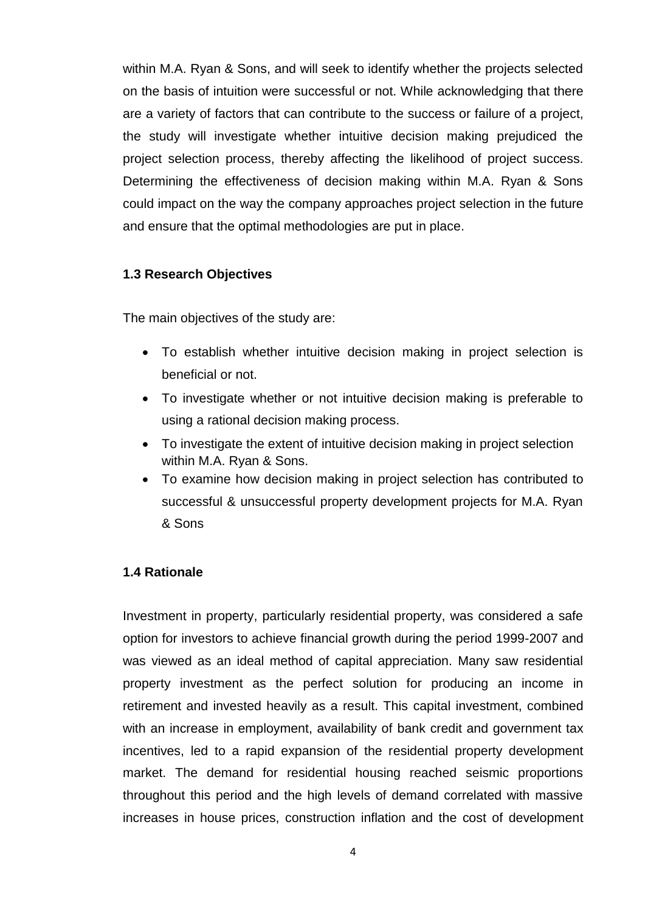within M.A. Ryan & Sons, and will seek to identify whether the projects selected on the basis of intuition were successful or not. While acknowledging that there are a variety of factors that can contribute to the success or failure of a project, the study will investigate whether intuitive decision making prejudiced the project selection process, thereby affecting the likelihood of project success. Determining the effectiveness of decision making within M.A. Ryan & Sons could impact on the way the company approaches project selection in the future and ensure that the optimal methodologies are put in place.

### 1.3 Research Objectives

The main objectives of the study are:

- To establish whether intuitive decision making in project selection is beneficial or not.
- To investigate whether or not intuitive decision making is preferable to using a rational decision making process.
- To investigate the extent of intuitive decision making in project selection within M.A. Ryan & Sons.
- To examine how decision making in project selection has contributed to successful & unsuccessful property development projects for M.A. Ryan & Sons

### 1.4 Rationale

Investment in property, particularly residential property, was considered a safe option for investors to achieve financial growth during the period 1999-2007 and was viewed as an ideal method of capital appreciation. Many saw residential property investment as the perfect solution for producing an income in retirement and invested heavily as a result. This capital investment, combined with an increase in employment, availability of bank credit and government tax incentives, led to a rapid expansion of the residential property development market. The demand for residential housing reached seismic proportions throughout this period and the high levels of demand correlated with massive increases in house prices, construction inflation and the cost of development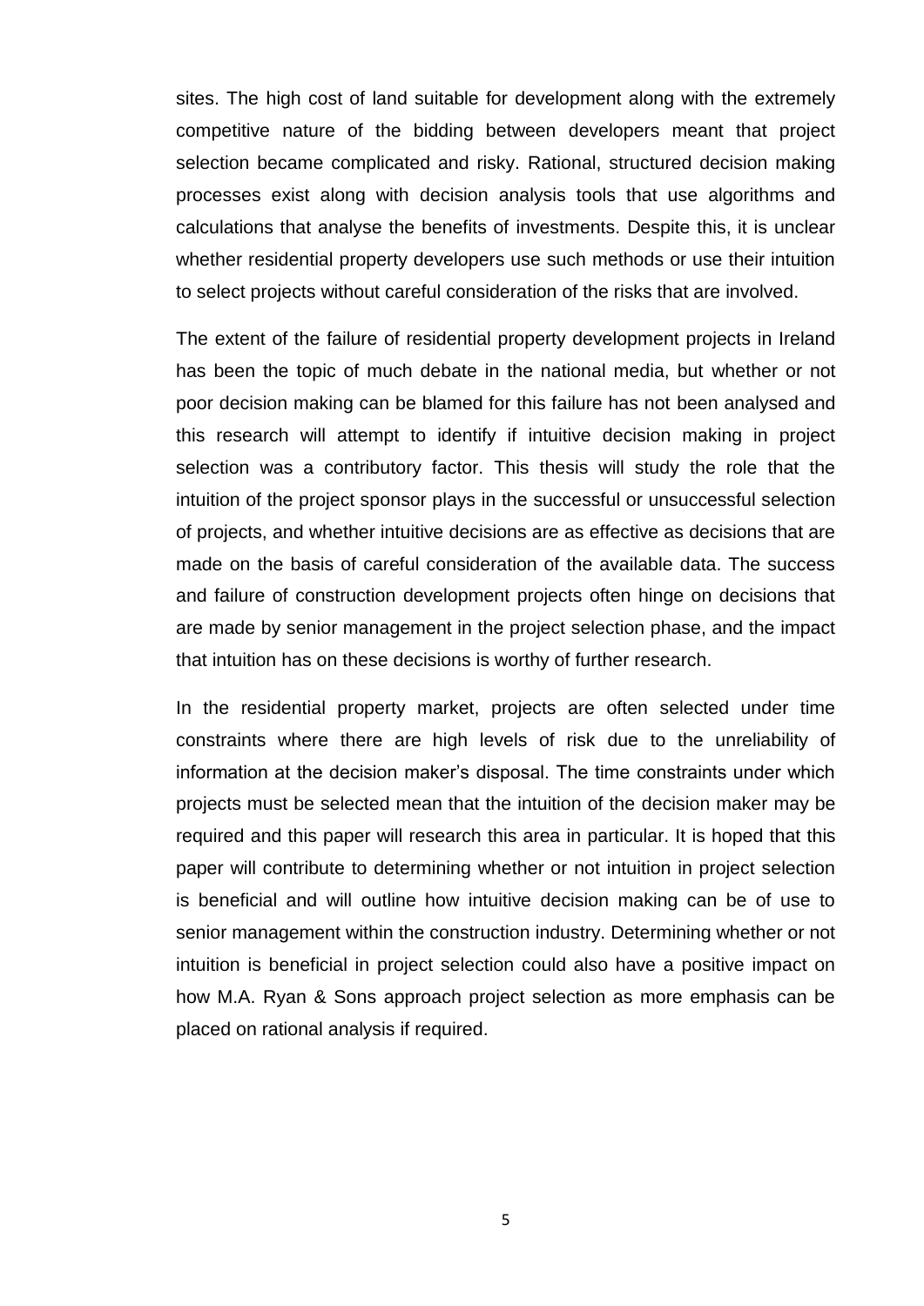sites. The high cost of land suitable for development along with the extremely competitive nature of the bidding between developers meant that project selection became complicated and risky. Rational, structured decision making processes exist along with decision analysis tools that use algorithms and calculations that analyse the benefits of investments. Despite this, it is unclear whether residential property developers use such methods or use their intuition to select projects without careful consideration of the risks that are involved.

The extent of the failure of residential property development projects in Ireland has been the topic of much debate in the national media, but whether or not poor decision making can be blamed for this failure has not been analysed and this research will attempt to identify if intuitive decision making in project selection was a contributory factor. This thesis will study the role that the intuition of the project sponsor plays in the successful or unsuccessful selection of projects, and whether intuitive decisions are as effective as decisions that are made on the basis of careful consideration of the available data. The success and failure of construction development projects often hinge on decisions that are made by senior management in the project selection phase, and the impact that intuition has on these decisions is worthy of further research.

In the residential property market, projects are often selected under time constraints where there are high levels of risk due to the unreliability of information at the decision maker's disposal. The time constraints under which projects must be selected mean that the intuition of the decision maker may be required and this paper will research this area in particular. It is hoped that this paper will contribute to determining whether or not intuition in project selection is beneficial and will outline how intuitive decision making can be of use to senior management within the construction industry. Determining whether or not intuition is beneficial in project selection could also have a positive impact on how M.A. Ryan & Sons approach project selection as more emphasis can be placed on rational analysis if required.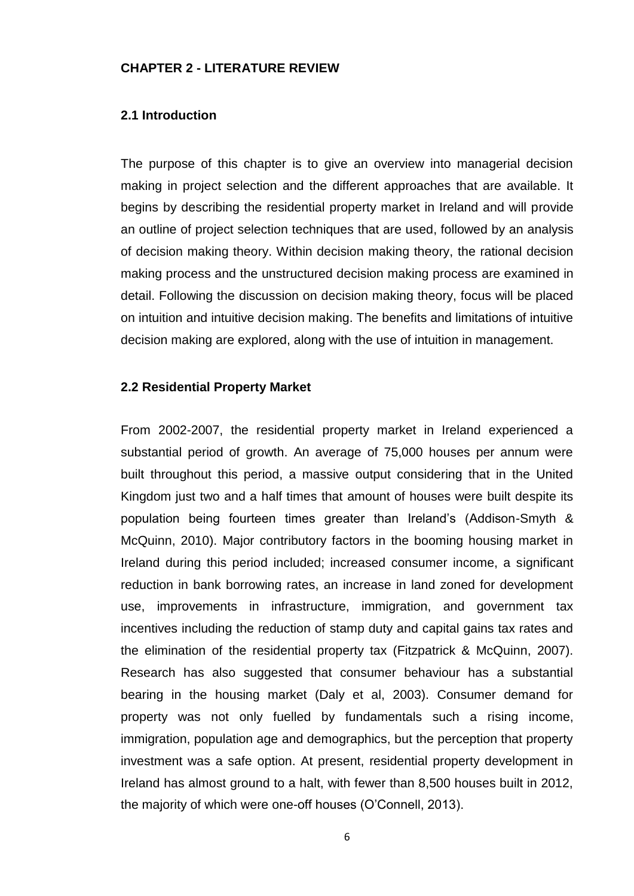# CHAPTER 2 - LITERATURE REVIEW

## 2.1 Introduction

The purpose of this chapter is to give an overview into managerial decision making in project selection and the different approaches that are available. It begins by describing the residential property market in Ireland and will provide an outline of project selection techniques that are used, followed by an analysis of decision making theory. Within decision making theory, the rational decision making process and the unstructured decision making process are examined in detail. Following the discussion on decision making theory, focus will be placed on intuition and intuitive decision making. The benefits and limitations of intuitive decision making are explored, along with the use of intuition in management.

## 2.2 Residential Property Market

From 2002-2007, the residential property market in Ireland experienced a substantial period of growth. An average of 75,000 houses per annum were built throughout this period, a massive output considering that in the United Kingdom just two and a half times that amount of houses were built despite its population being fourteen times greater than Ireland's (Addison-Smyth & McQuinn, 2010). Major contributory factors in the booming housing market in Ireland during this period included; increased consumer income, a significant reduction in bank borrowing rates, an increase in land zoned for development use, improvements in infrastructure, immigration, and government tax incentives including the reduction of stamp duty and capital gains tax rates and the elimination of the residential property tax (Fitzpatrick & McQuinn, 2007). Research has also suggested that consumer behaviour has a substantial bearing in the housing market (Daly et al, 2003). Consumer demand for property was not only fuelled by fundamentals such a rising income, immigration, population age and demographics, but the perception that property investment was a safe option. At present, residential property development in Ireland has almost ground to a halt, with fewer than 8,500 houses built in 2012, the majority of which were one-off houses (O'Connell, 2013).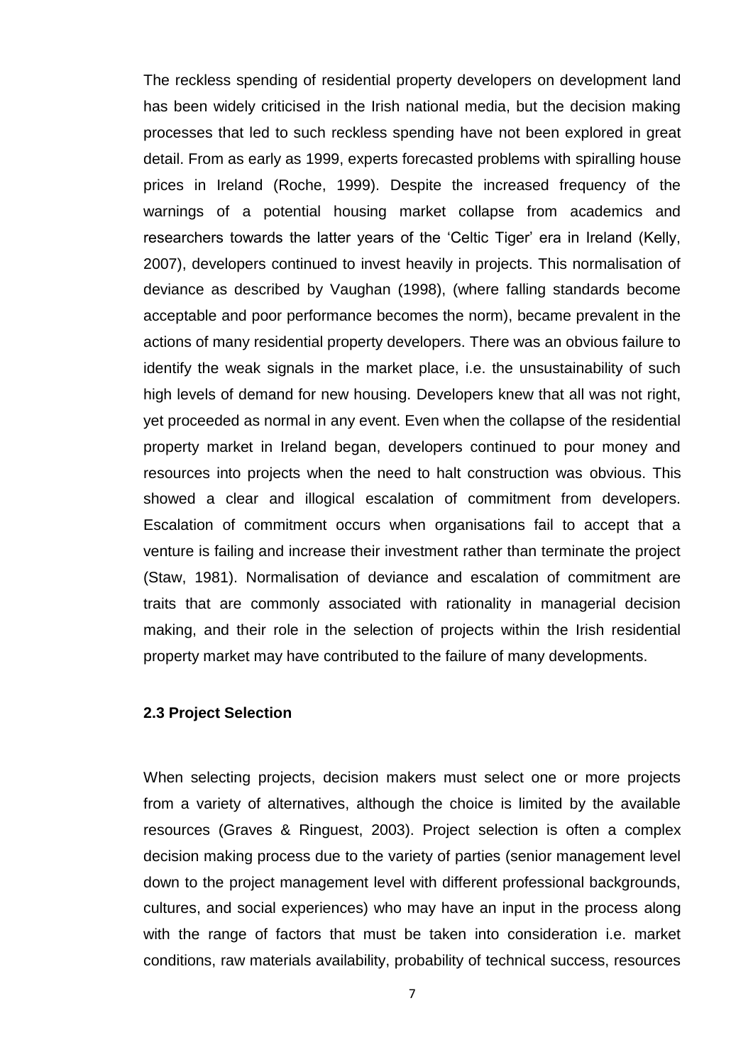The reckless spending of residential property developers on development land has been widely criticised in the Irish national media, but the decision making processes that led to such reckless spending have not been explored in great detail. From as early as 1999, experts forecasted problems with spiralling house prices in Ireland (Roche, 1999). Despite the increased frequency of the warnings of a potential housing market collapse from academics and researchers towards the latter years of the 'Celtic Tiger' era in Ireland (Kelly, 2007), developers continued to invest heavily in projects. This normalisation of deviance as described by Vaughan (1998), (where falling standards become acceptable and poor performance becomes the norm), became prevalent in the actions of many residential property developers. There was an obvious failure to identify the weak signals in the market place, i.e. the unsustainability of such high levels of demand for new housing. Developers knew that all was not right, yet proceeded as normal in any event. Even when the collapse of the residential property market in Ireland began, developers continued to pour money and resources into projects when the need to halt construction was obvious. This showed a clear and illogical escalation of commitment from developers. Escalation of commitment occurs when organisations fail to accept that a venture is failing and increase their investment rather than terminate the project (Staw, 1981). Normalisation of deviance and escalation of commitment are traits that are commonly associated with rationality in managerial decision making, and their role in the selection of projects within the Irish residential property market may have contributed to the failure of many developments.

### 2.3 Project Selection

When selecting projects, decision makers must select one or more projects from a variety of alternatives, although the choice is limited by the available resources (Graves & Ringuest, 2003). Project selection is often a complex decision making process due to the variety of parties (senior management level down to the project management level with different professional backgrounds, cultures, and social experiences) who may have an input in the process along with the range of factors that must be taken into consideration i.e. market conditions, raw materials availability, probability of technical success, resources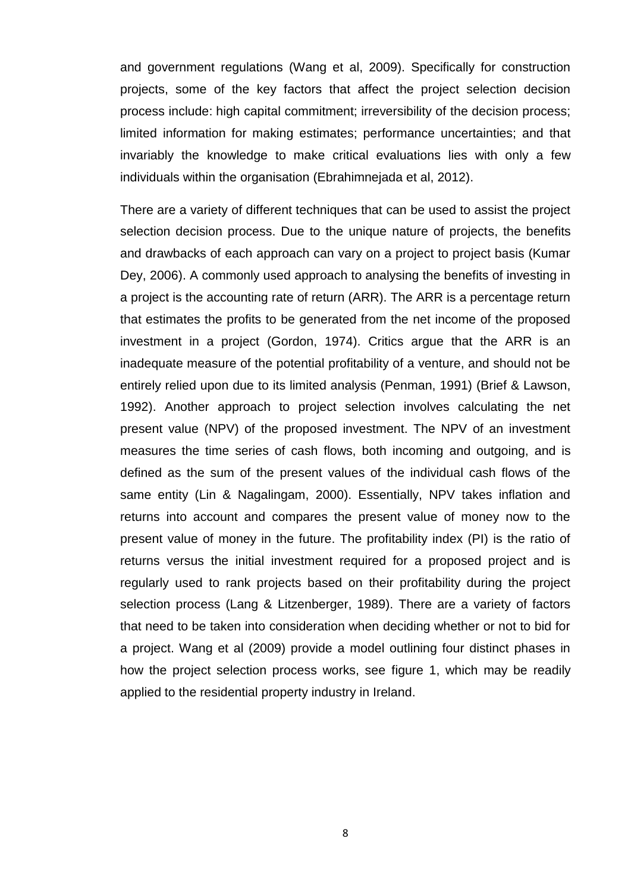and government regulations (Wang et al, 2009). Specifically for construction projects, some of the key factors that affect the project selection decision process include: high capital commitment; irreversibility of the decision process; limited information for making estimates; performance uncertainties; and that invariably the knowledge to make critical evaluations lies with only a few individuals within the organisation (Ebrahimnejada et al, 2012).

There are a variety of different techniques that can be used to assist the project selection decision process. Due to the unique nature of projects, the benefits and drawbacks of each approach can vary on a project to project basis (Kumar Dey, 2006). A commonly used approach to analysing the benefits of investing in a project is the accounting rate of return (ARR). The ARR is a percentage return that estimates the profits to be generated from the net income of the proposed investment in a project (Gordon, 1974). Critics argue that the ARR is an inadequate measure of the potential profitability of a venture, and should not be entirely relied upon due to its limited analysis (Penman, 1991) (Brief & Lawson, 1992). Another approach to project selection involves calculating the net present value (NPV) of the proposed investment. The NPV of an investment measures the time series of cash flows, both incoming and outgoing, and is defined as the sum of the present values of the individual cash flows of the same entity (Lin & Nagalingam, 2000). Essentially, NPV takes inflation and returns into account and compares the present value of money now to the present value of money in the future. The profitability index (PI) is the ratio of returns versus the initial investment required for a proposed project and is regularly used to rank projects based on their profitability during the project selection process (Lang & Litzenberger, 1989). There are a variety of factors that need to be taken into consideration when deciding whether or not to bid for a project. Wang et al (2009) provide a model outlining four distinct phases in how the project selection process works, see figure 1, which may be readily applied to the residential property industry in Ireland.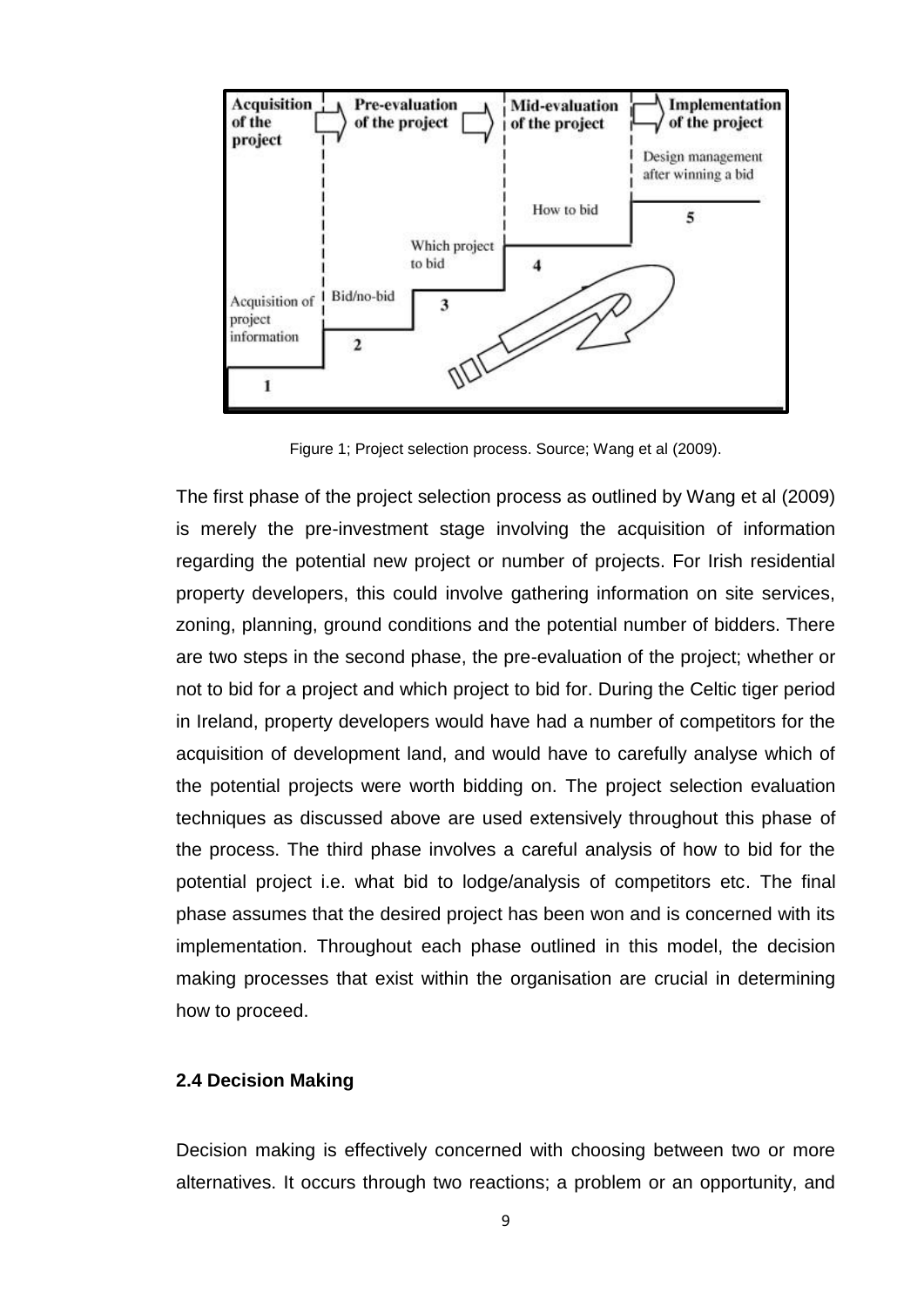| Acquisition of the project | Pre-evaluation of the project | | Mid-evaluation of the project | Implementation of the project |
|---|---|---|---|---|
| | | | | Design management after winning a bid |
| | | | How to bid | 5 |
| | | Which project to bid | 4 | |
| Acquisition of project information | Bid/no-bid | 3 | | |
| | 2 | | | |
| 1 | | | | |

Figure 1; Project selection process. Source; Wang et al (2009).

The first phase of the project selection process as outlined by Wang et al (2009) is merely the pre-investment stage involving the acquisition of information regarding the potential new project or number of projects. For Irish residential property developers, this could involve gathering information on site services, zoning, planning, ground conditions and the potential number of bidders. There are two steps in the second phase, the pre-evaluation of the project; whether or not to bid for a project and which project to bid for. During the Celtic tiger period in Ireland, property developers would have had a number of competitors for the acquisition of development land, and would have to carefully analyse which of the potential projects were worth bidding on. The project selection evaluation techniques as discussed above are used extensively throughout this phase of the process. The third phase involves a careful analysis of how to bid for the potential project i.e. what bid to lodge/analysis of competitors etc. The final phase assumes that the desired project has been won and is concerned with its implementation. Throughout each phase outlined in this model, the decision making processes that exist within the organisation are crucial in determining how to proceed.

### 2.4 Decision Making

Decision making is effectively concerned with choosing between two or more alternatives. It occurs through two reactions; a problem or an opportunity, and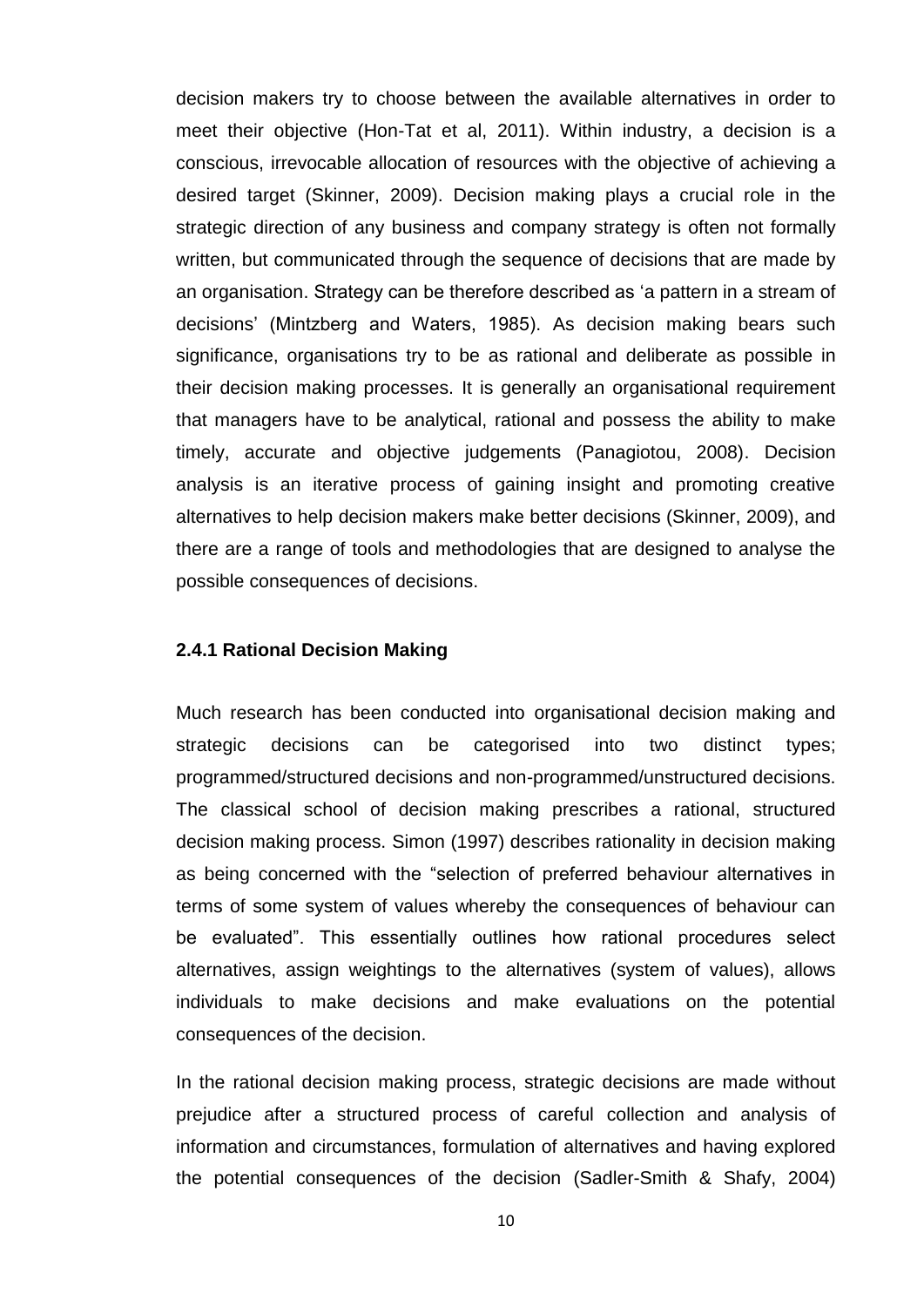decision makers try to choose between the available alternatives in order to meet their objective (Hon-Tat et al, 2011). Within industry, a decision is a conscious, irrevocable allocation of resources with the objective of achieving a desired target (Skinner, 2009). Decision making plays a crucial role in the strategic direction of any business and company strategy is often not formally written, but communicated through the sequence of decisions that are made by an organisation. Strategy can be therefore described as 'a pattern in a stream of decisions' (Mintzberg and Waters, 1985). As decision making bears such significance, organisations try to be as rational and deliberate as possible in their decision making processes. It is generally an organisational requirement that managers have to be analytical, rational and possess the ability to make timely, accurate and objective judgements (Panagiotou, 2008). Decision analysis is an iterative process of gaining insight and promoting creative alternatives to help decision makers make better decisions (Skinner, 2009), and there are a range of tools and methodologies that are designed to analyse the possible consequences of decisions.

#### 2.4.1 Rational Decision Making

Much research has been conducted into organisational decision making and strategic decisions can be categorised into two distinct types; programmed/structured decisions and non-programmed/unstructured decisions. The classical school of decision making prescribes a rational, structured decision making process. Simon (1997) describes rationality in decision making as being concerned with the "selection of preferred behaviour alternatives in terms of some system of values whereby the consequences of behaviour can be evaluated". This essentially outlines how rational procedures select alternatives, assign weightings to the alternatives (system of values), allows individuals to make decisions and make evaluations on the potential consequences of the decision.

In the rational decision making process, strategic decisions are made without prejudice after a structured process of careful collection and analysis of information and circumstances, formulation of alternatives and having explored the potential consequences of the decision (Sadler-Smith & Shafy, 2004)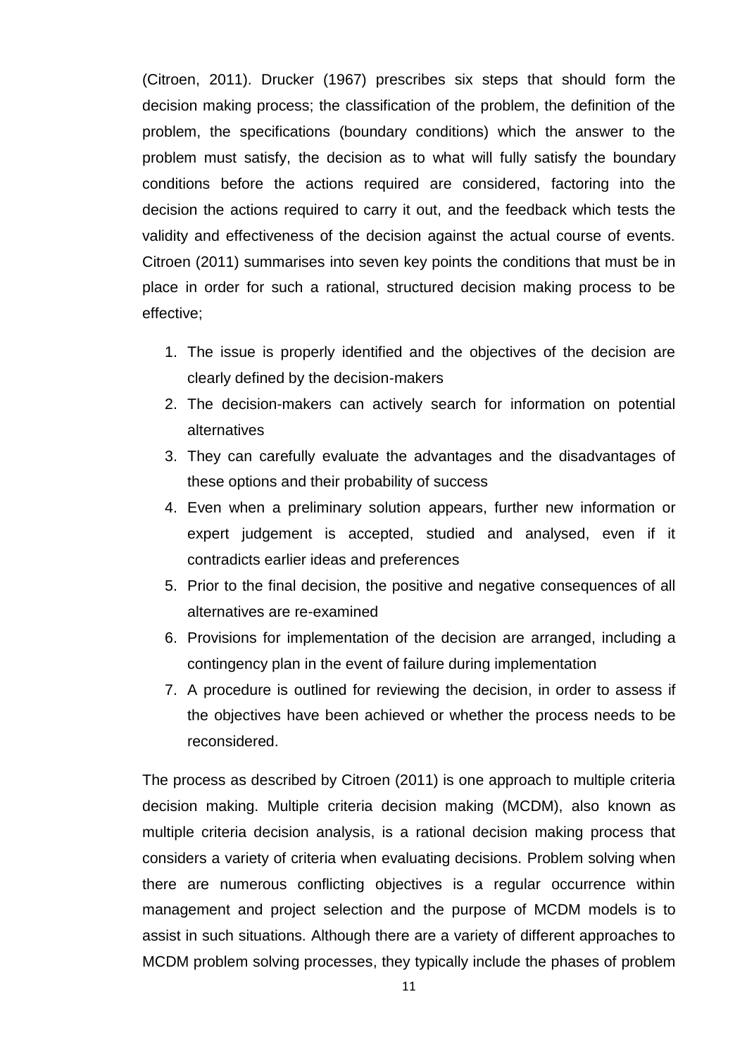(Citroen, 2011). Drucker (1967) prescribes six steps that should form the decision making process; the classification of the problem, the definition of the problem, the specifications (boundary conditions) which the answer to the problem must satisfy, the decision as to what will fully satisfy the boundary conditions before the actions required are considered, factoring into the decision the actions required to carry it out, and the feedback which tests the validity and effectiveness of the decision against the actual course of events. Citroen (2011) summarises into seven key points the conditions that must be in place in order for such a rational, structured decision making process to be effective;

1. The issue is properly identified and the objectives of the decision are clearly defined by the decision-makers
2. The decision-makers can actively search for information on potential alternatives
3. They can carefully evaluate the advantages and the disadvantages of these options and their probability of success
4. Even when a preliminary solution appears, further new information or expert judgement is accepted, studied and analysed, even if it contradicts earlier ideas and preferences
5. Prior to the final decision, the positive and negative consequences of all alternatives are re-examined
6. Provisions for implementation of the decision are arranged, including a contingency plan in the event of failure during implementation
7. A procedure is outlined for reviewing the decision, in order to assess if the objectives have been achieved or whether the process needs to be reconsidered.

The process as described by Citroen (2011) is one approach to multiple criteria decision making. Multiple criteria decision making (MCDM), also known as multiple criteria decision analysis, is a rational decision making process that considers a variety of criteria when evaluating decisions. Problem solving when there are numerous conflicting objectives is a regular occurrence within management and project selection and the purpose of MCDM models is to assist in such situations. Although there are a variety of different approaches to MCDM problem solving processes, they typically include the phases of problem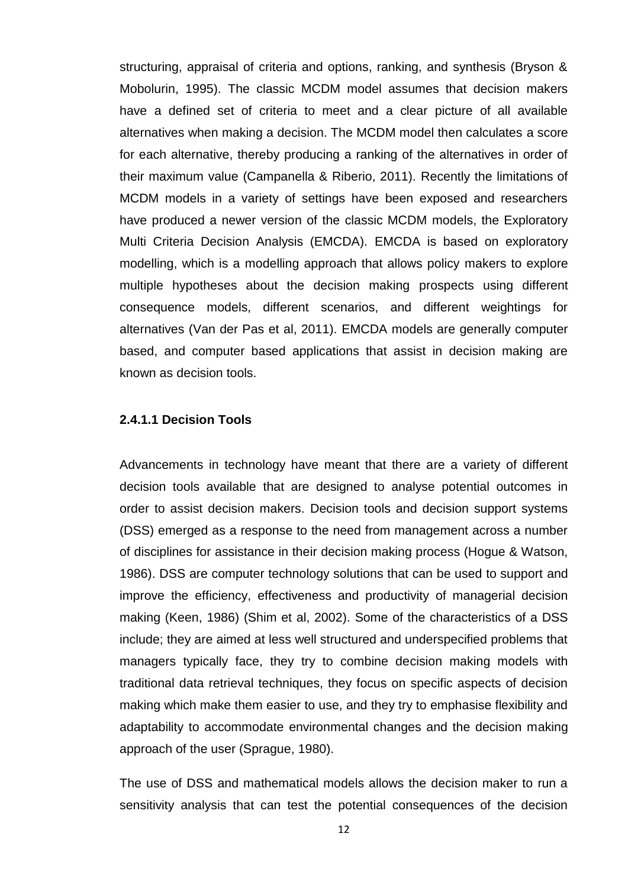structuring, appraisal of criteria and options, ranking, and synthesis (Bryson & Mobolurin, 1995). The classic MCDM model assumes that decision makers have a defined set of criteria to meet and a clear picture of all available alternatives when making a decision. The MCDM model then calculates a score for each alternative, thereby producing a ranking of the alternatives in order of their maximum value (Campanella & Riberio, 2011). Recently the limitations of MCDM models in a variety of settings have been exposed and researchers have produced a newer version of the classic MCDM models, the Exploratory Multi Criteria Decision Analysis (EMCDA). EMCDA is based on exploratory modelling, which is a modelling approach that allows policy makers to explore multiple hypotheses about the decision making prospects using different consequence models, different scenarios, and different weightings for alternatives (Van der Pas et al, 2011). EMCDA models are generally computer based, and computer based applications that assist in decision making are known as decision tools.

#### 2.4.1.1 Decision Tools

Advancements in technology have meant that there are a variety of different decision tools available that are designed to analyse potential outcomes in order to assist decision makers. Decision tools and decision support systems (DSS) emerged as a response to the need from management across a number of disciplines for assistance in their decision making process (Hogue & Watson, 1986). DSS are computer technology solutions that can be used to support and improve the efficiency, effectiveness and productivity of managerial decision making (Keen, 1986) (Shim et al, 2002). Some of the characteristics of a DSS include; they are aimed at less well structured and underspecified problems that managers typically face, they try to combine decision making models with traditional data retrieval techniques, they focus on specific aspects of decision making which make them easier to use, and they try to emphasise flexibility and adaptability to accommodate environmental changes and the decision making approach of the user (Sprague, 1980).

The use of DSS and mathematical models allows the decision maker to run a sensitivity analysis that can test the potential consequences of the decision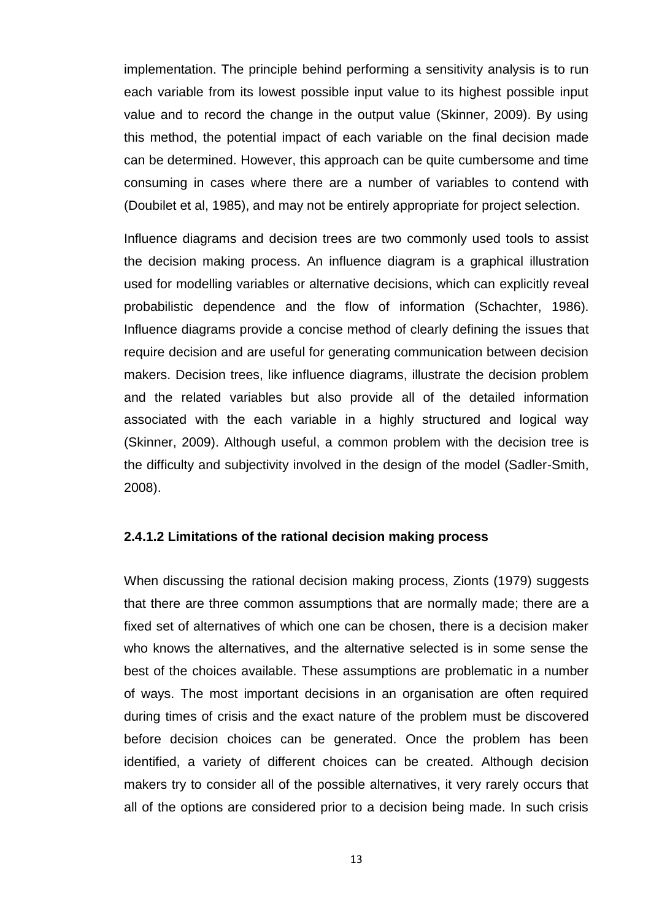implementation. The principle behind performing a sensitivity analysis is to run each variable from its lowest possible input value to its highest possible input value and to record the change in the output value (Skinner, 2009). By using this method, the potential impact of each variable on the final decision made can be determined. However, this approach can be quite cumbersome and time consuming in cases where there are a number of variables to contend with (Doubilet et al, 1985), and may not be entirely appropriate for project selection.

Influence diagrams and decision trees are two commonly used tools to assist the decision making process. An influence diagram is a graphical illustration used for modelling variables or alternative decisions, which can explicitly reveal probabilistic dependence and the flow of information (Schachter, 1986). Influence diagrams provide a concise method of clearly defining the issues that require decision and are useful for generating communication between decision makers. Decision trees, like influence diagrams, illustrate the decision problem and the related variables but also provide all of the detailed information associated with the each variable in a highly structured and logical way (Skinner, 2009). Although useful, a common problem with the decision tree is the difficulty and subjectivity involved in the design of the model (Sadler-Smith, 2008).

#### 2.4.1.2 Limitations of the rational decision making process

When discussing the rational decision making process, Zionts (1979) suggests that there are three common assumptions that are normally made; there are a fixed set of alternatives of which one can be chosen, there is a decision maker who knows the alternatives, and the alternative selected is in some sense the best of the choices available. These assumptions are problematic in a number of ways. The most important decisions in an organisation are often required during times of crisis and the exact nature of the problem must be discovered before decision choices can be generated. Once the problem has been identified, a variety of different choices can be created. Although decision makers try to consider all of the possible alternatives, it very rarely occurs that all of the options are considered prior to a decision being made. In such crisis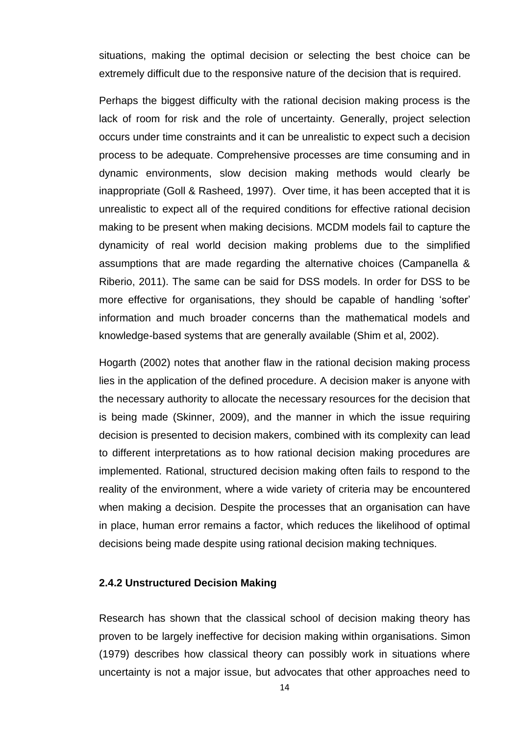situations, making the optimal decision or selecting the best choice can be extremely difficult due to the responsive nature of the decision that is required.

Perhaps the biggest difficulty with the rational decision making process is the lack of room for risk and the role of uncertainty. Generally, project selection occurs under time constraints and it can be unrealistic to expect such a decision process to be adequate. Comprehensive processes are time consuming and in dynamic environments, slow decision making methods would clearly be inappropriate (Goll & Rasheed, 1997). Over time, it has been accepted that it is unrealistic to expect all of the required conditions for effective rational decision making to be present when making decisions. MCDM models fail to capture the dynamicity of real world decision making problems due to the simplified assumptions that are made regarding the alternative choices (Campanella & Riberio, 2011). The same can be said for DSS models. In order for DSS to be more effective for organisations, they should be capable of handling 'softer' information and much broader concerns than the mathematical models and knowledge-based systems that are generally available (Shim et al, 2002).

Hogarth (2002) notes that another flaw in the rational decision making process lies in the application of the defined procedure. A decision maker is anyone with the necessary authority to allocate the necessary resources for the decision that is being made (Skinner, 2009), and the manner in which the issue requiring decision is presented to decision makers, combined with its complexity can lead to different interpretations as to how rational decision making procedures are implemented. Rational, structured decision making often fails to respond to the reality of the environment, where a wide variety of criteria may be encountered when making a decision. Despite the processes that an organisation can have in place, human error remains a factor, which reduces the likelihood of optimal decisions being made despite using rational decision making techniques.

### 2.4.2 Unstructured Decision Making

Research has shown that the classical school of decision making theory has proven to be largely ineffective for decision making within organisations. Simon (1979) describes how classical theory can possibly work in situations where uncertainty is not a major issue, but advocates that other approaches need to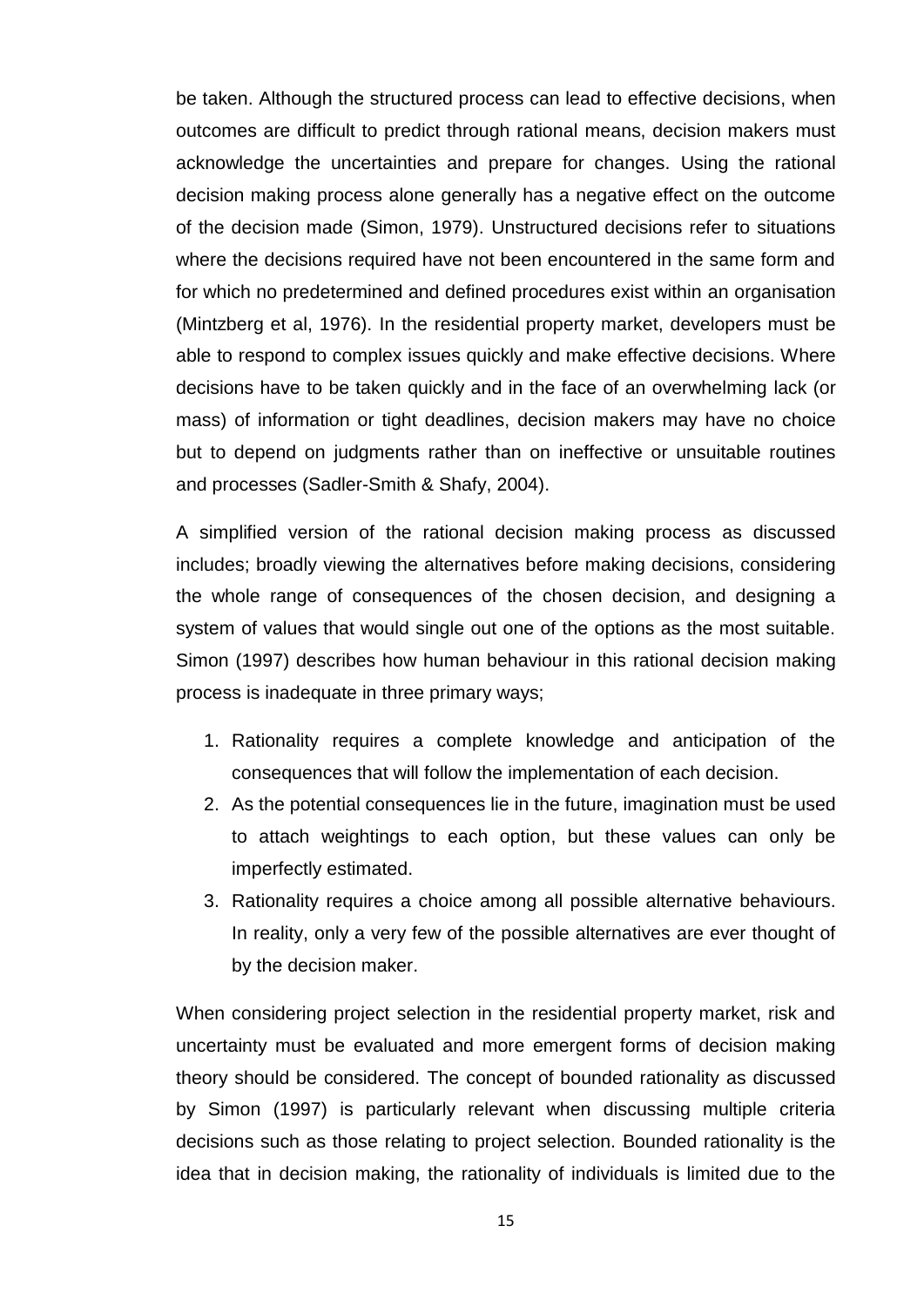be taken. Although the structured process can lead to effective decisions, when outcomes are difficult to predict through rational means, decision makers must acknowledge the uncertainties and prepare for changes. Using the rational decision making process alone generally has a negative effect on the outcome of the decision made (Simon, 1979). Unstructured decisions refer to situations where the decisions required have not been encountered in the same form and for which no predetermined and defined procedures exist within an organisation (Mintzberg et al, 1976). In the residential property market, developers must be able to respond to complex issues quickly and make effective decisions. Where decisions have to be taken quickly and in the face of an overwhelming lack (or mass) of information or tight deadlines, decision makers may have no choice but to depend on judgments rather than on ineffective or unsuitable routines and processes (Sadler-Smith & Shafy, 2004).

A simplified version of the rational decision making process as discussed includes; broadly viewing the alternatives before making decisions, considering the whole range of consequences of the chosen decision, and designing a system of values that would single out one of the options as the most suitable. Simon (1997) describes how human behaviour in this rational decision making process is inadequate in three primary ways;

1. Rationality requires a complete knowledge and anticipation of the consequences that will follow the implementation of each decision.
2. As the potential consequences lie in the future, imagination must be used to attach weightings to each option, but these values can only be imperfectly estimated.
3. Rationality requires a choice among all possible alternative behaviours. In reality, only a very few of the possible alternatives are ever thought of by the decision maker.

When considering project selection in the residential property market, risk and uncertainty must be evaluated and more emergent forms of decision making theory should be considered. The concept of bounded rationality as discussed by Simon (1997) is particularly relevant when discussing multiple criteria decisions such as those relating to project selection. Bounded rationality is the idea that in decision making, the rationality of individuals is limited due to the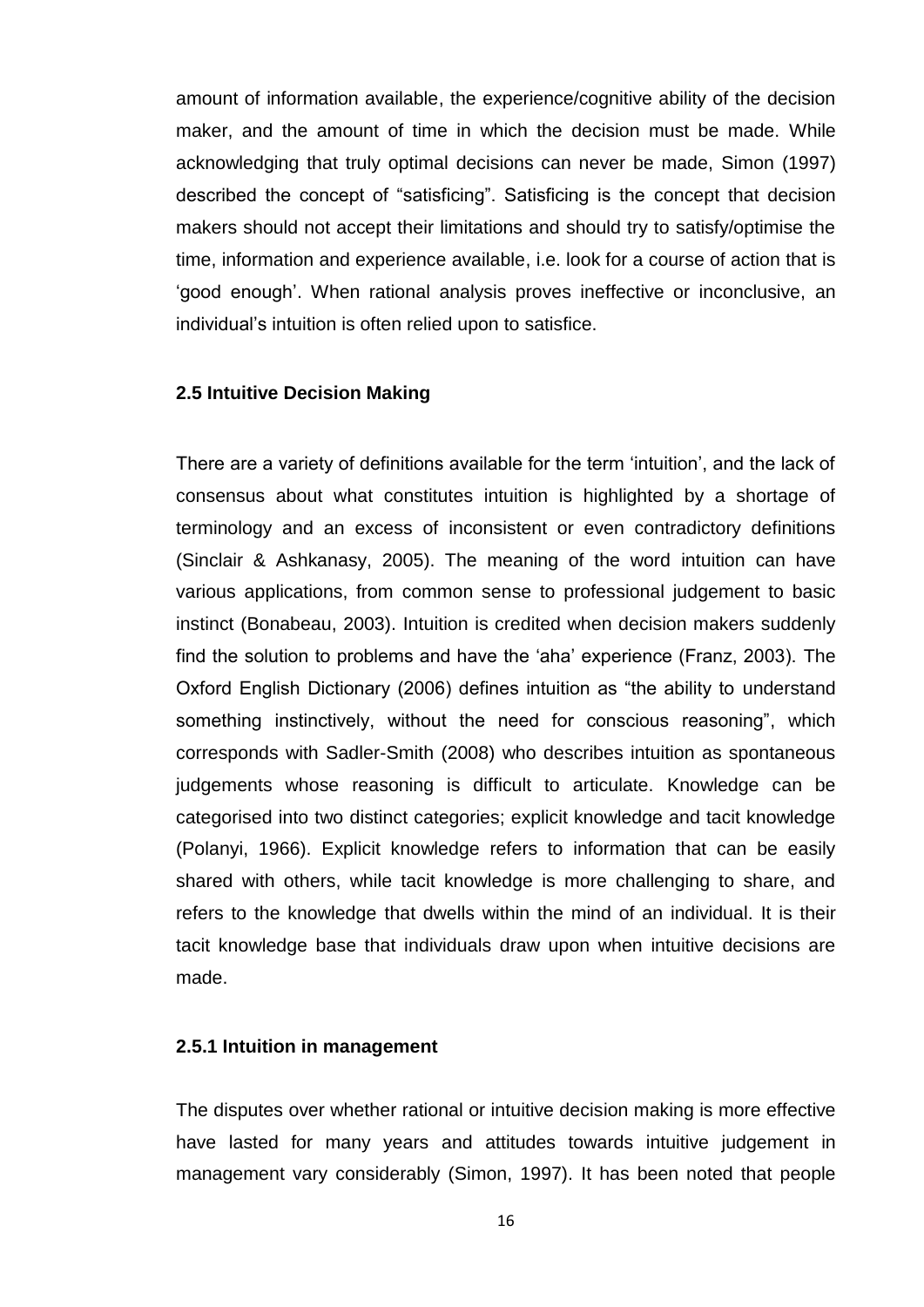amount of information available, the experience/cognitive ability of the decision maker, and the amount of time in which the decision must be made. While acknowledging that truly optimal decisions can never be made, Simon (1997) described the concept of "satisficing". Satisficing is the concept that decision makers should not accept their limitations and should try to satisfy/optimise the time, information and experience available, i.e. look for a course of action that is 'good enough'. When rational analysis proves ineffective or inconclusive, an individual's intuition is often relied upon to satisfice.

### 2.5 Intuitive Decision Making

There are a variety of definitions available for the term 'intuition', and the lack of consensus about what constitutes intuition is highlighted by a shortage of terminology and an excess of inconsistent or even contradictory definitions (Sinclair & Ashkanasy, 2005). The meaning of the word intuition can have various applications, from common sense to professional judgement to basic instinct (Bonabeau, 2003). Intuition is credited when decision makers suddenly find the solution to problems and have the 'aha' experience (Franz, 2003). The Oxford English Dictionary (2006) defines intuition as "the ability to understand something instinctively, without the need for conscious reasoning", which corresponds with Sadler-Smith (2008) who describes intuition as spontaneous judgements whose reasoning is difficult to articulate. Knowledge can be categorised into two distinct categories; explicit knowledge and tacit knowledge (Polanyi, 1966). Explicit knowledge refers to information that can be easily shared with others, while tacit knowledge is more challenging to share, and refers to the knowledge that dwells within the mind of an individual. It is their tacit knowledge base that individuals draw upon when intuitive decisions are made.

#### 2.5.1 Intuition in management

The disputes over whether rational or intuitive decision making is more effective have lasted for many years and attitudes towards intuitive judgement in management vary considerably (Simon, 1997). It has been noted that people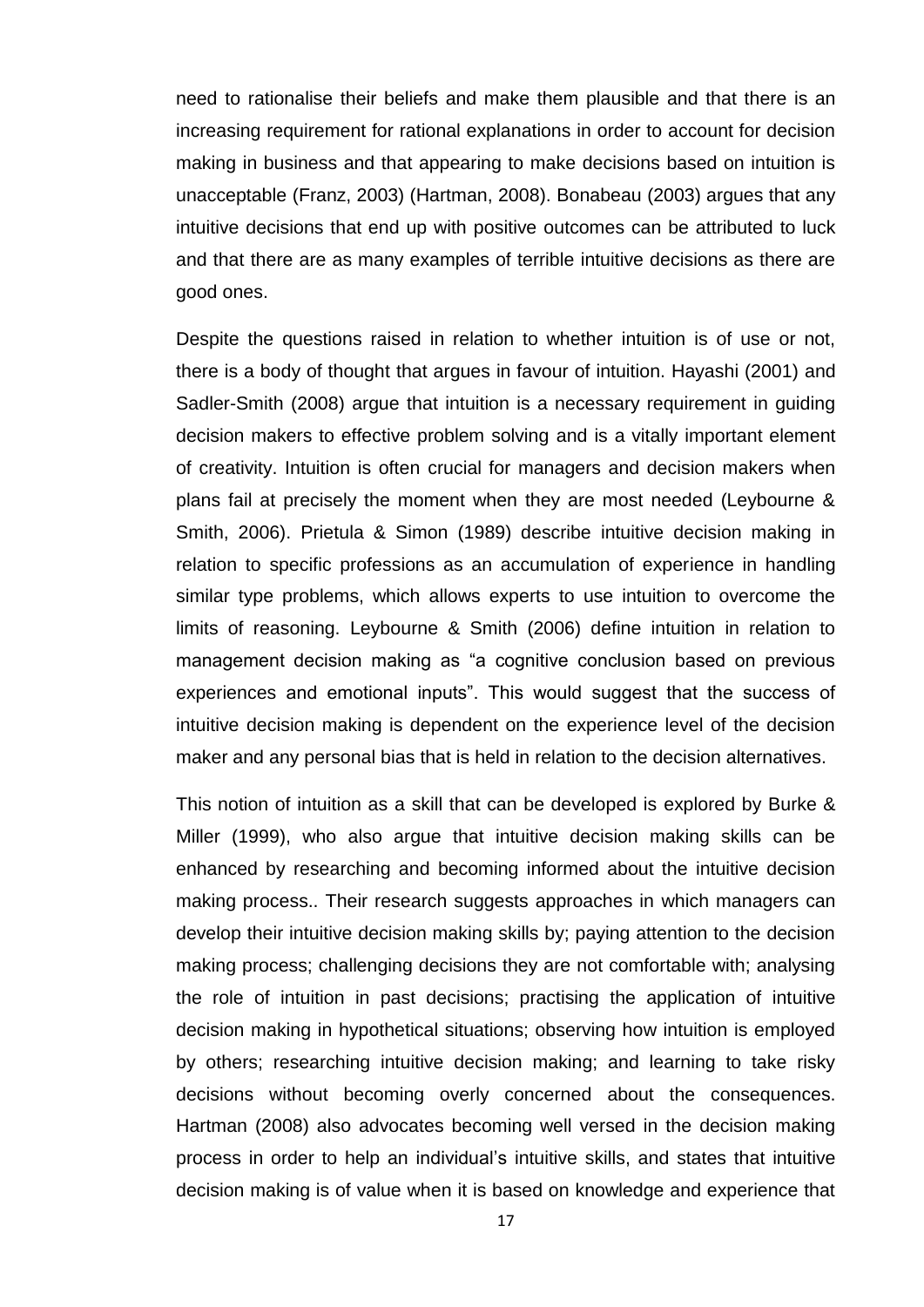need to rationalise their beliefs and make them plausible and that there is an increasing requirement for rational explanations in order to account for decision making in business and that appearing to make decisions based on intuition is unacceptable (Franz, 2003) (Hartman, 2008). Bonabeau (2003) argues that any intuitive decisions that end up with positive outcomes can be attributed to luck and that there are as many examples of terrible intuitive decisions as there are good ones.

Despite the questions raised in relation to whether intuition is of use or not, there is a body of thought that argues in favour of intuition. Hayashi (2001) and Sadler-Smith (2008) argue that intuition is a necessary requirement in guiding decision makers to effective problem solving and is a vitally important element of creativity. Intuition is often crucial for managers and decision makers when plans fail at precisely the moment when they are most needed (Leybourne & Smith, 2006). Prietula & Simon (1989) describe intuitive decision making in relation to specific professions as an accumulation of experience in handling similar type problems, which allows experts to use intuition to overcome the limits of reasoning. Leybourne & Smith (2006) define intuition in relation to management decision making as "a cognitive conclusion based on previous experiences and emotional inputs". This would suggest that the success of intuitive decision making is dependent on the experience level of the decision maker and any personal bias that is held in relation to the decision alternatives.

This notion of intuition as a skill that can be developed is explored by Burke & Miller (1999), who also argue that intuitive decision making skills can be enhanced by researching and becoming informed about the intuitive decision making process.. Their research suggests approaches in which managers can develop their intuitive decision making skills by; paying attention to the decision making process; challenging decisions they are not comfortable with; analysing the role of intuition in past decisions; practising the application of intuitive decision making in hypothetical situations; observing how intuition is employed by others; researching intuitive decision making; and learning to take risky decisions without becoming overly concerned about the consequences. Hartman (2008) also advocates becoming well versed in the decision making process in order to help an individual's intuitive skills, and states that intuitive decision making is of value when it is based on knowledge and experience that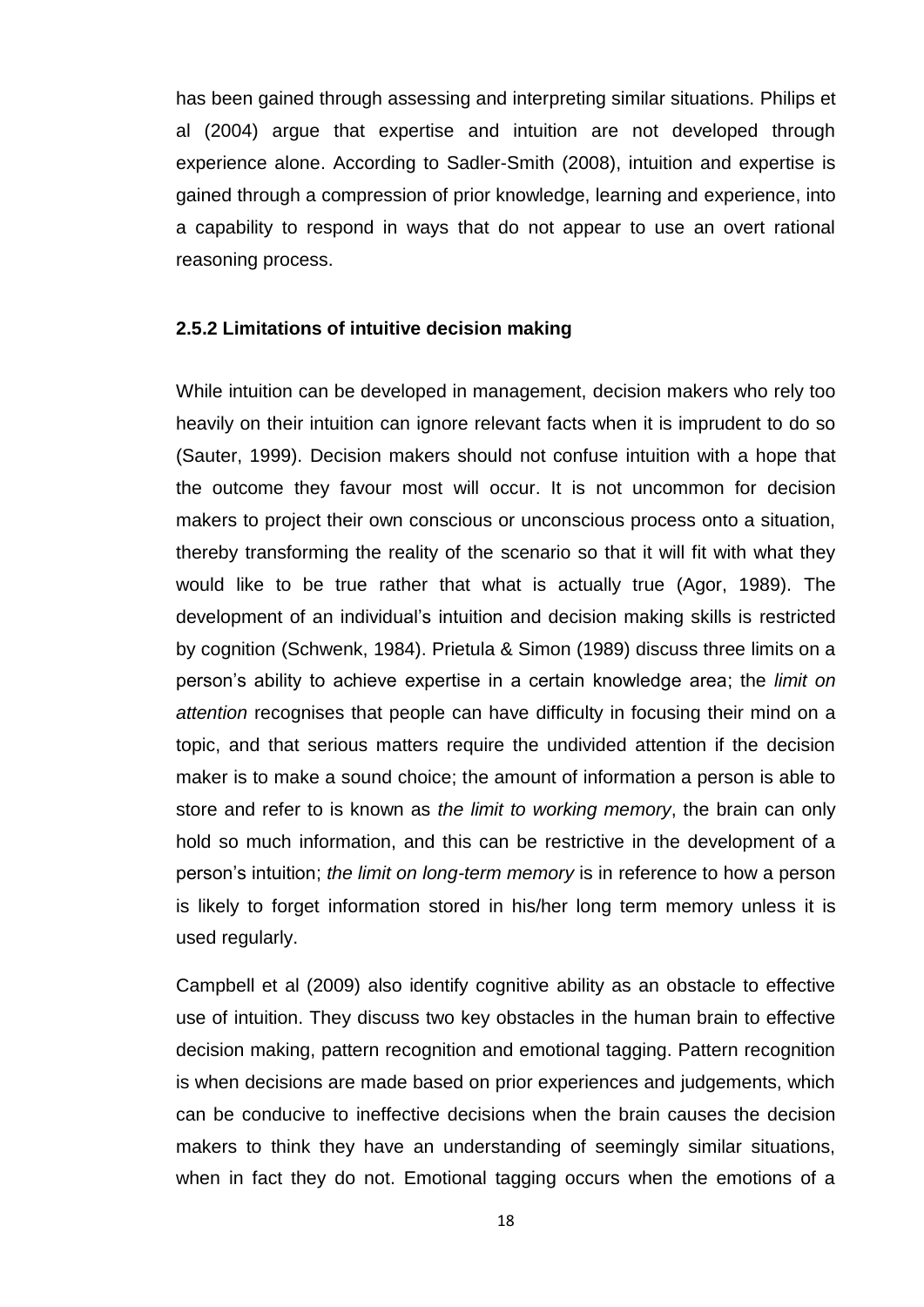has been gained through assessing and interpreting similar situations. Philips et al (2004) argue that expertise and intuition are not developed through experience alone. According to Sadler-Smith (2008), intuition and expertise is gained through a compression of prior knowledge, learning and experience, into a capability to respond in ways that do not appear to use an overt rational reasoning process.

### 2.5.2 Limitations of intuitive decision making

While intuition can be developed in management, decision makers who rely too heavily on their intuition can ignore relevant facts when it is imprudent to do so (Sauter, 1999). Decision makers should not confuse intuition with a hope that the outcome they favour most will occur. It is not uncommon for decision makers to project their own conscious or unconscious process onto a situation, thereby transforming the reality of the scenario so that it will fit with what they would like to be true rather that what is actually true (Agor, 1989). The development of an individual's intuition and decision making skills is restricted by cognition (Schwenk, 1984). Prietula & Simon (1989) discuss three limits on a person's ability to achieve expertise in a certain knowledge area; the *limit on attention* recognises that people can have difficulty in focusing their mind on a topic, and that serious matters require the undivided attention if the decision maker is to make a sound choice; the amount of information a person is able to store and refer to is known as *the limit to working memory*, the brain can only hold so much information, and this can be restrictive in the development of a person's intuition; *the limit on long-term memory* is in reference to how a person is likely to forget information stored in his/her long term memory unless it is used regularly.

Campbell et al (2009) also identify cognitive ability as an obstacle to effective use of intuition. They discuss two key obstacles in the human brain to effective decision making, pattern recognition and emotional tagging. Pattern recognition is when decisions are made based on prior experiences and judgements, which can be conducive to ineffective decisions when the brain causes the decision makers to think they have an understanding of seemingly similar situations, when in fact they do not. Emotional tagging occurs when the emotions of a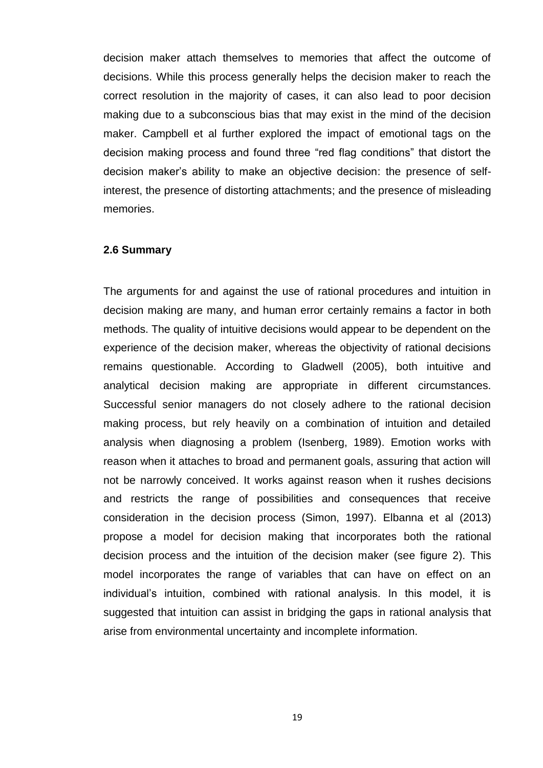decision maker attach themselves to memories that affect the outcome of decisions. While this process generally helps the decision maker to reach the correct resolution in the majority of cases, it can also lead to poor decision making due to a subconscious bias that may exist in the mind of the decision maker. Campbell et al further explored the impact of emotional tags on the decision making process and found three "red flag conditions" that distort the decision maker's ability to make an objective decision: the presence of self-interest, the presence of distorting attachments; and the presence of misleading memories.

### 2.6 Summary

The arguments for and against the use of rational procedures and intuition in decision making are many, and human error certainly remains a factor in both methods. The quality of intuitive decisions would appear to be dependent on the experience of the decision maker, whereas the objectivity of rational decisions remains questionable. According to Gladwell (2005), both intuitive and analytical decision making are appropriate in different circumstances. Successful senior managers do not closely adhere to the rational decision making process, but rely heavily on a combination of intuition and detailed analysis when diagnosing a problem (Isenberg, 1989). Emotion works with reason when it attaches to broad and permanent goals, assuring that action will not be narrowly conceived. It works against reason when it rushes decisions and restricts the range of possibilities and consequences that receive consideration in the decision process (Simon, 1997). Elbanna et al (2013) propose a model for decision making that incorporates both the rational decision process and the intuition of the decision maker (see figure 2). This model incorporates the range of variables that can have on effect on an individual's intuition, combined with rational analysis. In this model, it is suggested that intuition can assist in bridging the gaps in rational analysis that arise from environmental uncertainty and incomplete information.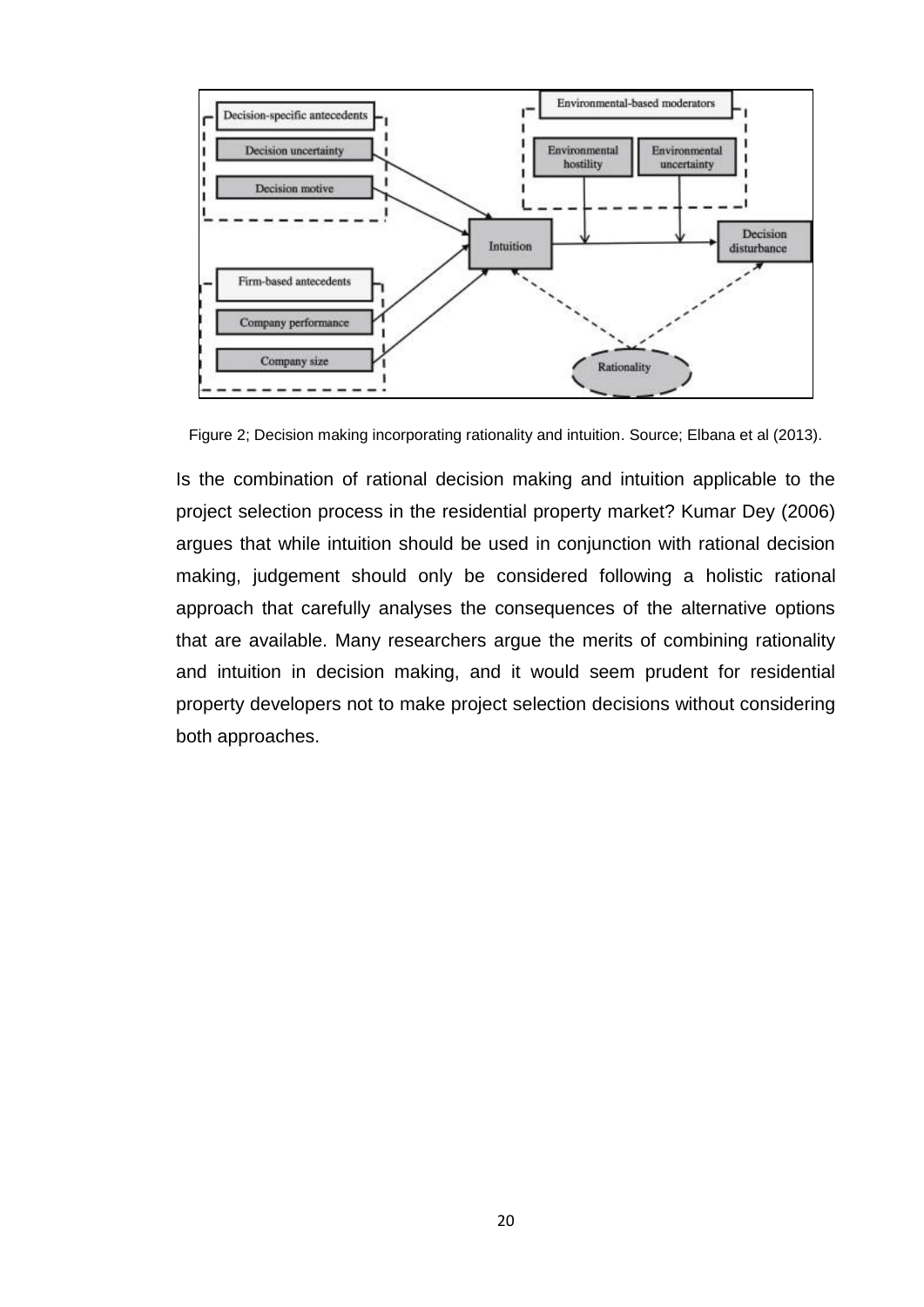Figure 2; Decision making incorporating rationality and intuition. Source; Elbana et al (2013).

Is the combination of rational decision making and intuition applicable to the project selection process in the residential property market? Kumar Dey (2006) argues that while intuition should be used in conjunction with rational decision making, judgement should only be considered following a holistic rational approach that carefully analyses the consequences of the alternative options that are available. Many researchers argue the merits of combining rationality and intuition in decision making, and it would seem prudent for residential property developers not to make project selection decisions without considering both approaches.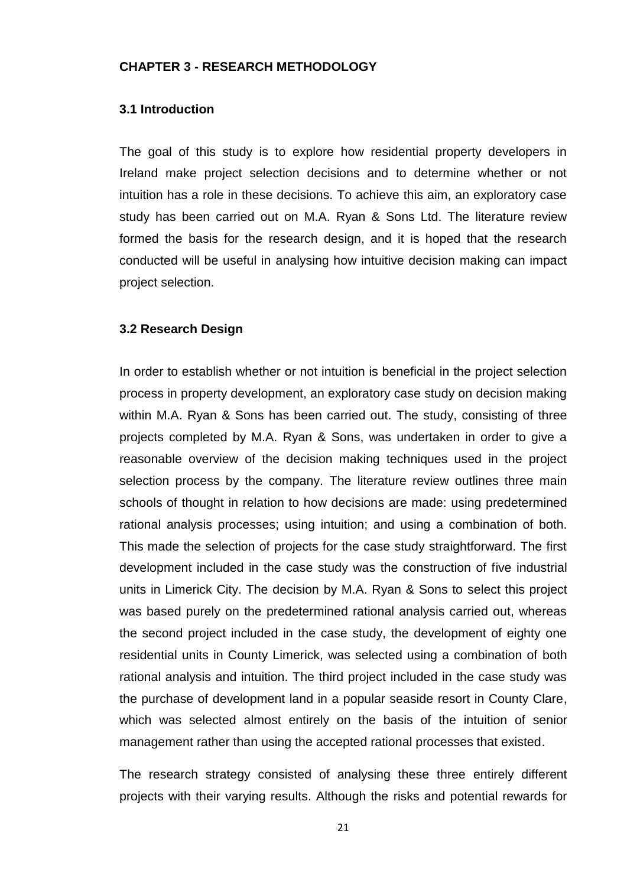## CHAPTER 3 - RESEARCH METHODOLOGY

### 3.1 Introduction

The goal of this study is to explore how residential property developers in Ireland make project selection decisions and to determine whether or not intuition has a role in these decisions. To achieve this aim, an exploratory case study has been carried out on M.A. Ryan & Sons Ltd. The literature review formed the basis for the research design, and it is hoped that the research conducted will be useful in analysing how intuitive decision making can impact project selection.

### 3.2 Research Design

In order to establish whether or not intuition is beneficial in the project selection process in property development, an exploratory case study on decision making within M.A. Ryan & Sons has been carried out. The study, consisting of three projects completed by M.A. Ryan & Sons, was undertaken in order to give a reasonable overview of the decision making techniques used in the project selection process by the company. The literature review outlines three main schools of thought in relation to how decisions are made: using predetermined rational analysis processes; using intuition; and using a combination of both. This made the selection of projects for the case study straightforward. The first development included in the case study was the construction of five industrial units in Limerick City. The decision by M.A. Ryan & Sons to select this project was based purely on the predetermined rational analysis carried out, whereas the second project included in the case study, the development of eighty one residential units in County Limerick, was selected using a combination of both rational analysis and intuition. The third project included in the case study was the purchase of development land in a popular seaside resort in County Clare, which was selected almost entirely on the basis of the intuition of senior management rather than using the accepted rational processes that existed.

The research strategy consisted of analysing these three entirely different projects with their varying results. Although the risks and potential rewards for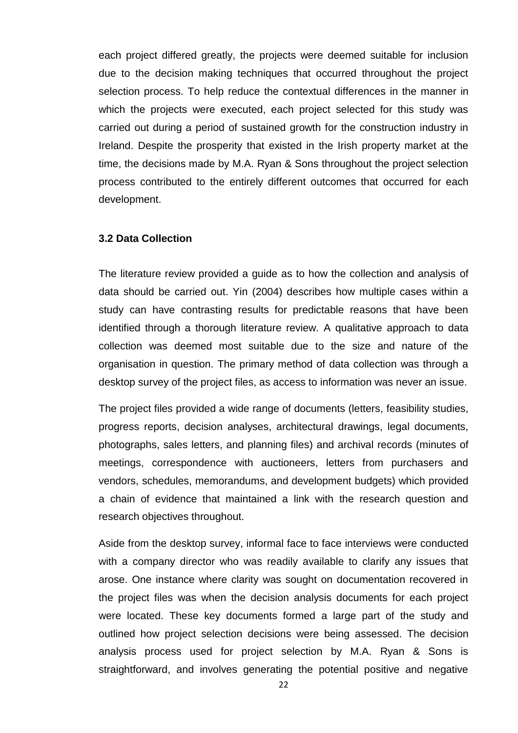each project differed greatly, the projects were deemed suitable for inclusion due to the decision making techniques that occurred throughout the project selection process. To help reduce the contextual differences in the manner in which the projects were executed, each project selected for this study was carried out during a period of sustained growth for the construction industry in Ireland. Despite the prosperity that existed in the Irish property market at the time, the decisions made by M.A. Ryan & Sons throughout the project selection process contributed to the entirely different outcomes that occurred for each development.

### 3.2 Data Collection

The literature review provided a guide as to how the collection and analysis of data should be carried out. Yin (2004) describes how multiple cases within a study can have contrasting results for predictable reasons that have been identified through a thorough literature review. A qualitative approach to data collection was deemed most suitable due to the size and nature of the organisation in question. The primary method of data collection was through a desktop survey of the project files, as access to information was never an issue.

The project files provided a wide range of documents (letters, feasibility studies, progress reports, decision analyses, architectural drawings, legal documents, photographs, sales letters, and planning files) and archival records (minutes of meetings, correspondence with auctioneers, letters from purchasers and vendors, schedules, memorandums, and development budgets) which provided a chain of evidence that maintained a link with the research question and research objectives throughout.

Aside from the desktop survey, informal face to face interviews were conducted with a company director who was readily available to clarify any issues that arose. One instance where clarity was sought on documentation recovered in the project files was when the decision analysis documents for each project were located. These key documents formed a large part of the study and outlined how project selection decisions were being assessed. The decision analysis process used for project selection by M.A. Ryan & Sons is straightforward, and involves generating the potential positive and negative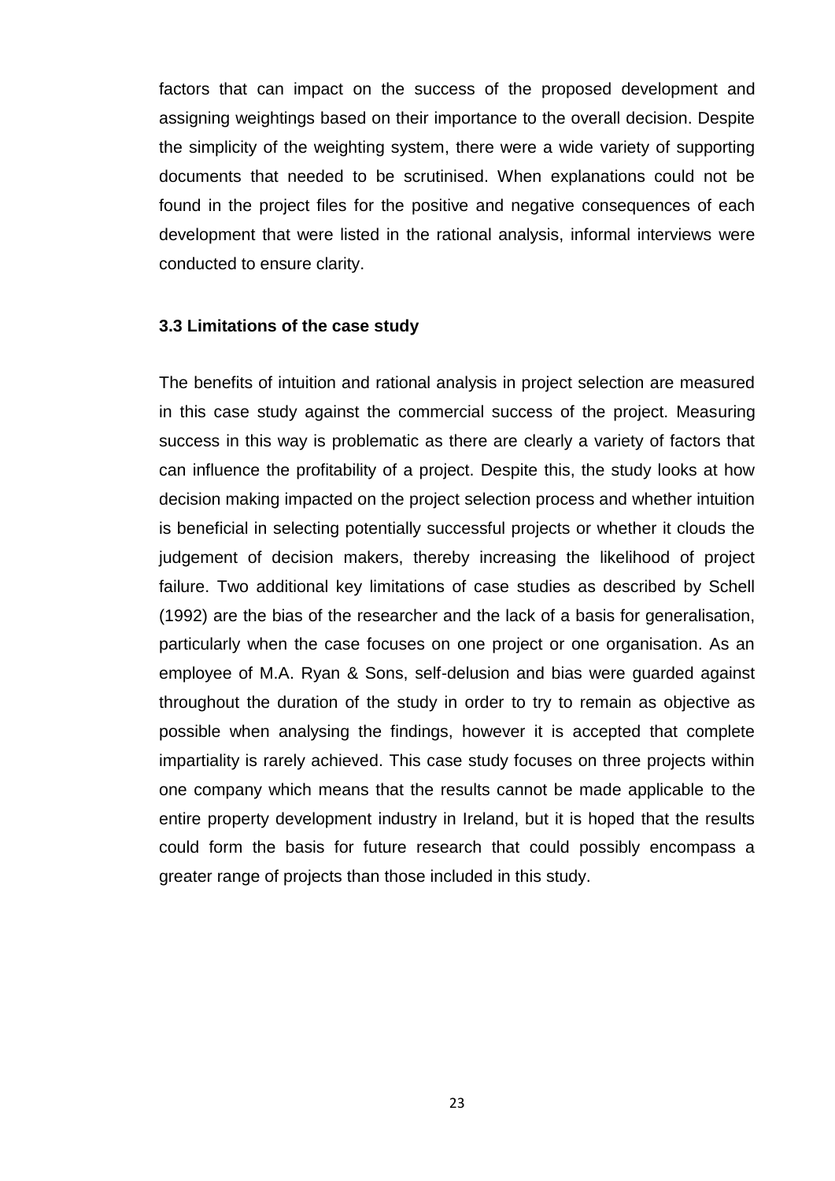factors that can impact on the success of the proposed development and assigning weightings based on their importance to the overall decision. Despite the simplicity of the weighting system, there were a wide variety of supporting documents that needed to be scrutinised. When explanations could not be found in the project files for the positive and negative consequences of each development that were listed in the rational analysis, informal interviews were conducted to ensure clarity.

### 3.3 Limitations of the case study

The benefits of intuition and rational analysis in project selection are measured in this case study against the commercial success of the project. Measuring success in this way is problematic as there are clearly a variety of factors that can influence the profitability of a project. Despite this, the study looks at how decision making impacted on the project selection process and whether intuition is beneficial in selecting potentially successful projects or whether it clouds the judgement of decision makers, thereby increasing the likelihood of project failure. Two additional key limitations of case studies as described by Schell (1992) are the bias of the researcher and the lack of a basis for generalisation, particularly when the case focuses on one project or one organisation. As an employee of M.A. Ryan & Sons, self-delusion and bias were guarded against throughout the duration of the study in order to try to remain as objective as possible when analysing the findings, however it is accepted that complete impartiality is rarely achieved. This case study focuses on three projects within one company which means that the results cannot be made applicable to the entire property development industry in Ireland, but it is hoped that the results could form the basis for future research that could possibly encompass a greater range of projects than those included in this study.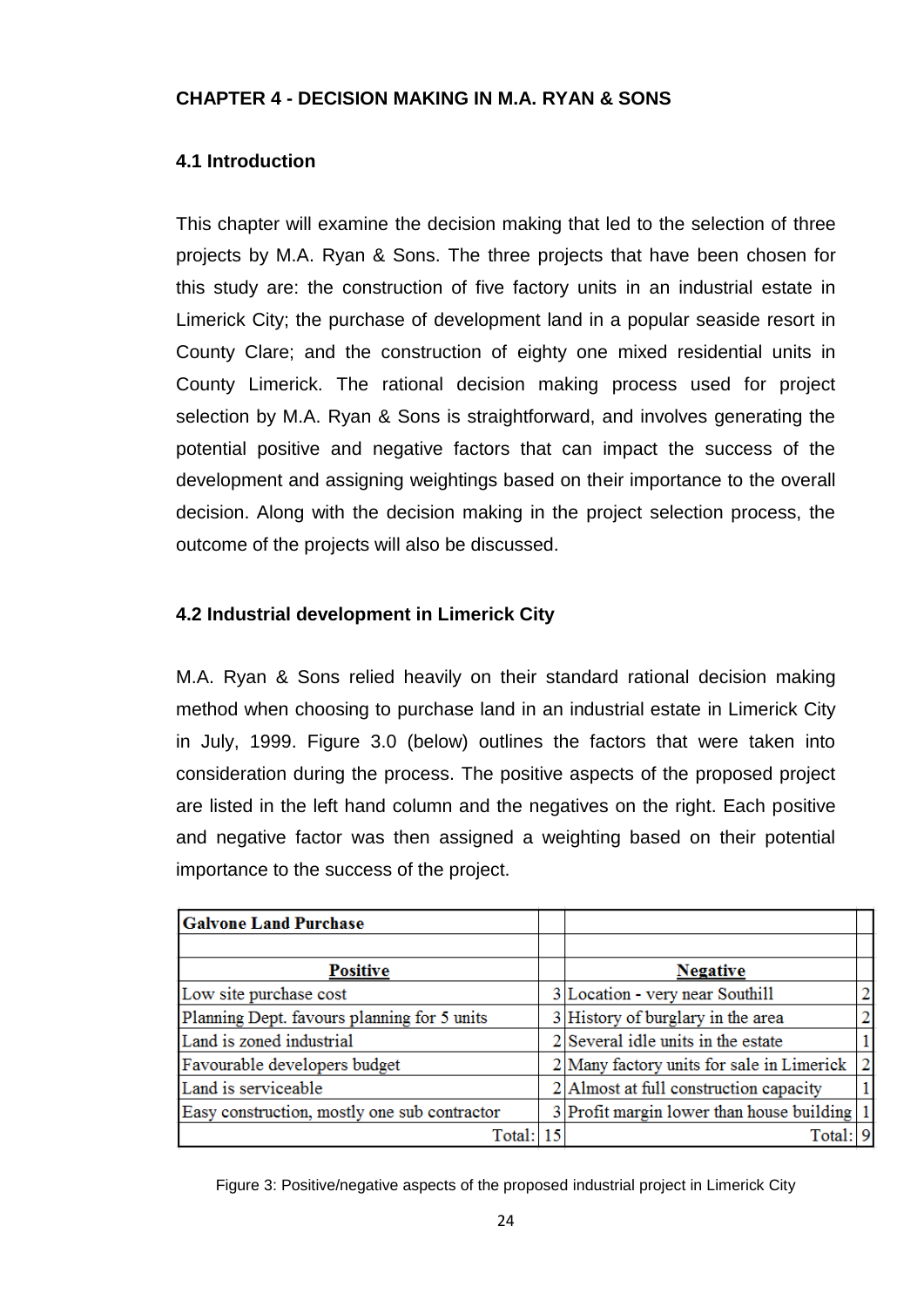## CHAPTER 4 - DECISION MAKING IN M.A. RYAN & SONS

### 4.1 Introduction

This chapter will examine the decision making that led to the selection of three projects by M.A. Ryan & Sons. The three projects that have been chosen for this study are: the construction of five factory units in an industrial estate in Limerick City; the purchase of development land in a popular seaside resort in County Clare; and the construction of eighty one mixed residential units in County Limerick. The rational decision making process used for project selection by M.A. Ryan & Sons is straightforward, and involves generating the potential positive and negative factors that can impact the success of the development and assigning weightings based on their importance to the overall decision. Along with the decision making in the project selection process, the outcome of the projects will also be discussed.

### 4.2 Industrial development in Limerick City

M.A. Ryan & Sons relied heavily on their standard rational decision making method when choosing to purchase land in an industrial estate in Limerick City in July, 1999. Figure 3.0 (below) outlines the factors that were taken into consideration during the process. The positive aspects of the proposed project are listed in the left hand column and the negatives on the right. Each positive and negative factor was then assigned a weighting based on their potential importance to the success of the project.

| **Galvone Land Purchase** | | | |
|---|---|---|---|
| | | | |
| **Positive** | | **Negative** | |
| Low site purchase cost | 3 | Location - very near Southill | 2 |
| Planning Dept. favours planning for 5 units | 3 | History of burglary in the area | 2 |
| Land is zoned industrial | 2 | Several idle units in the estate | 1 |
| Favourable developers budget | 2 | Many factory units for sale in Limerick | 2 |
| Land is serviceable | 2 | Almost at full construction capacity | 1 |
| Easy construction, mostly one sub contractor | 3 | Profit margin lower than house building | 1 |
| Total: | 15 | Total: | 9 |

Figure 3: Positive/negative aspects of the proposed industrial project in Limerick City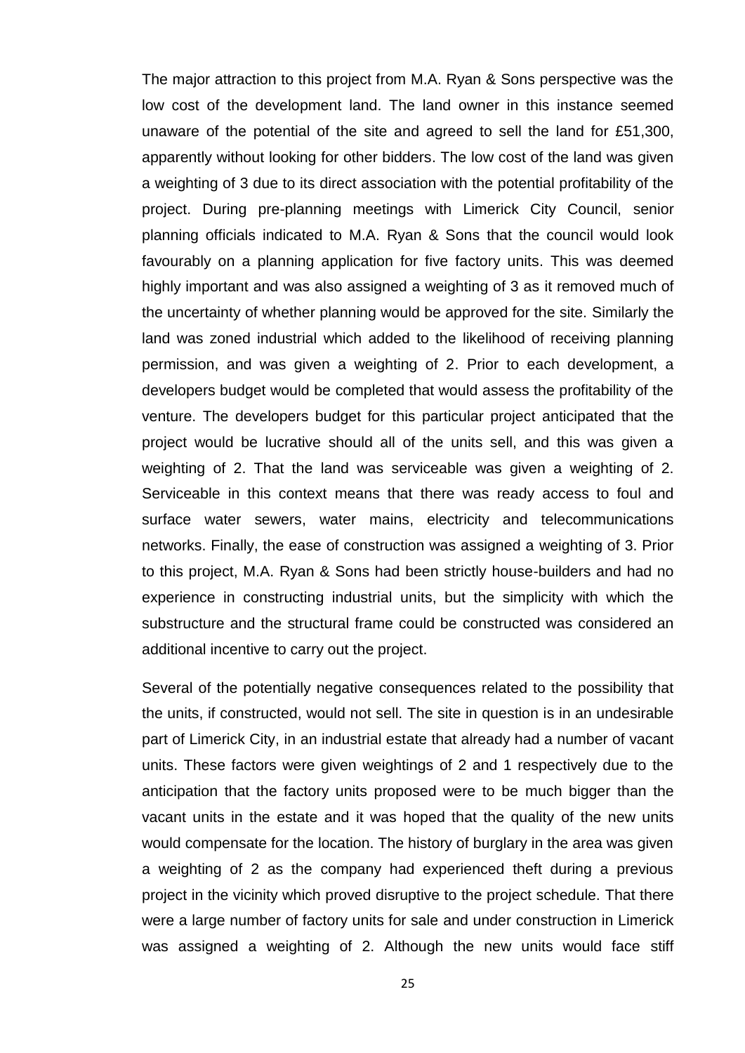The major attraction to this project from M.A. Ryan & Sons perspective was the low cost of the development land. The land owner in this instance seemed unaware of the potential of the site and agreed to sell the land for £51,300, apparently without looking for other bidders. The low cost of the land was given a weighting of 3 due to its direct association with the potential profitability of the project. During pre-planning meetings with Limerick City Council, senior planning officials indicated to M.A. Ryan & Sons that the council would look favourably on a planning application for five factory units. This was deemed highly important and was also assigned a weighting of 3 as it removed much of the uncertainty of whether planning would be approved for the site. Similarly the land was zoned industrial which added to the likelihood of receiving planning permission, and was given a weighting of 2. Prior to each development, a developers budget would be completed that would assess the profitability of the venture. The developers budget for this particular project anticipated that the project would be lucrative should all of the units sell, and this was given a weighting of 2. That the land was serviceable was given a weighting of 2. Serviceable in this context means that there was ready access to foul and surface water sewers, water mains, electricity and telecommunications networks. Finally, the ease of construction was assigned a weighting of 3. Prior to this project, M.A. Ryan & Sons had been strictly house-builders and had no experience in constructing industrial units, but the simplicity with which the substructure and the structural frame could be constructed was considered an additional incentive to carry out the project.

Several of the potentially negative consequences related to the possibility that the units, if constructed, would not sell. The site in question is in an undesirable part of Limerick City, in an industrial estate that already had a number of vacant units. These factors were given weightings of 2 and 1 respectively due to the anticipation that the factory units proposed were to be much bigger than the vacant units in the estate and it was hoped that the quality of the new units would compensate for the location. The history of burglary in the area was given a weighting of 2 as the company had experienced theft during a previous project in the vicinity which proved disruptive to the project schedule. That there were a large number of factory units for sale and under construction in Limerick was assigned a weighting of 2. Although the new units would face stiff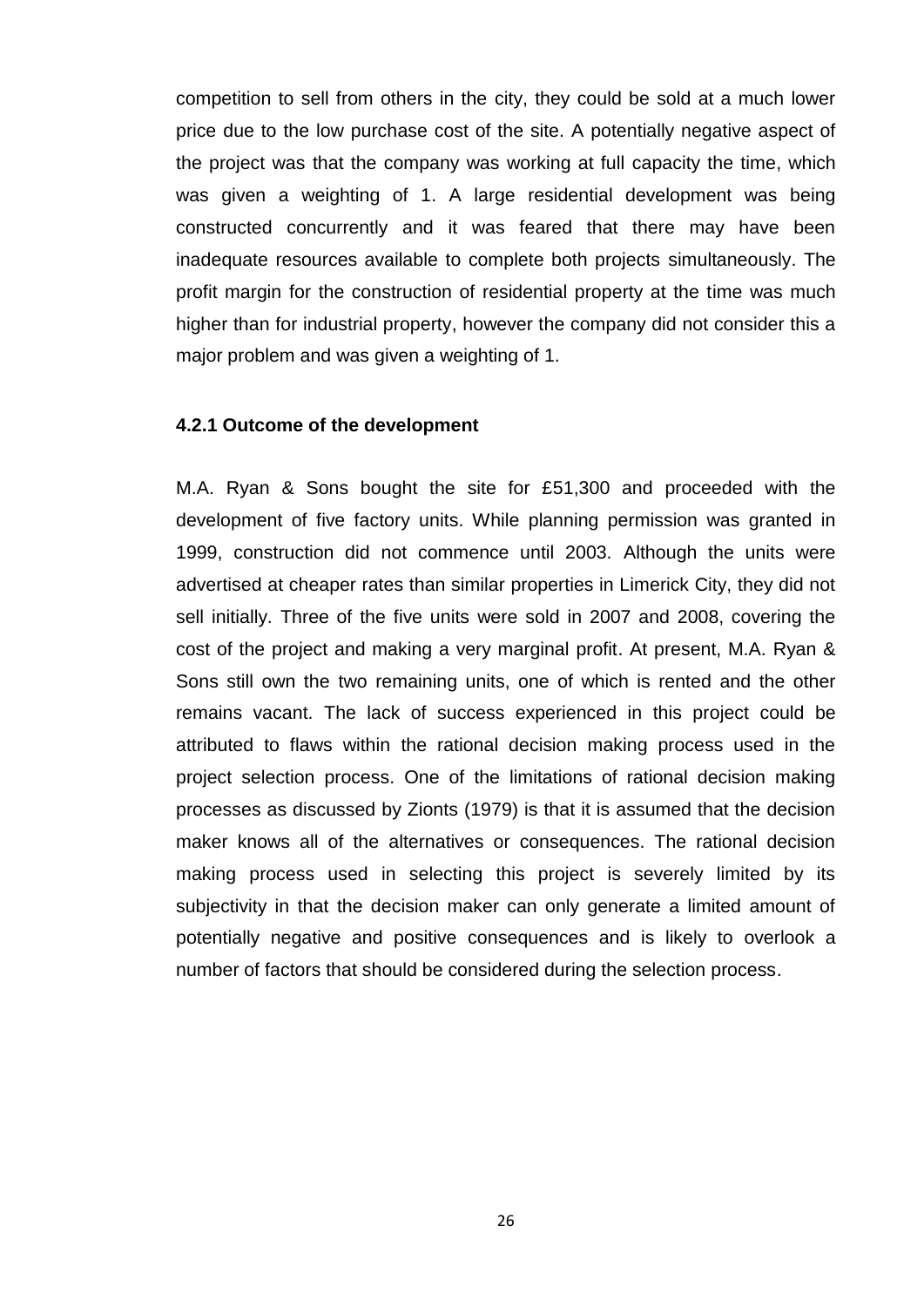competition to sell from others in the city, they could be sold at a much lower price due to the low purchase cost of the site. A potentially negative aspect of the project was that the company was working at full capacity the time, which was given a weighting of 1. A large residential development was being constructed concurrently and it was feared that there may have been inadequate resources available to complete both projects simultaneously. The profit margin for the construction of residential property at the time was much higher than for industrial property, however the company did not consider this a major problem and was given a weighting of 1.

#### 4.2.1 Outcome of the development

M.A. Ryan & Sons bought the site for £51,300 and proceeded with the development of five factory units. While planning permission was granted in 1999, construction did not commence until 2003. Although the units were advertised at cheaper rates than similar properties in Limerick City, they did not sell initially. Three of the five units were sold in 2007 and 2008, covering the cost of the project and making a very marginal profit. At present, M.A. Ryan & Sons still own the two remaining units, one of which is rented and the other remains vacant. The lack of success experienced in this project could be attributed to flaws within the rational decision making process used in the project selection process. One of the limitations of rational decision making processes as discussed by Zionts (1979) is that it is assumed that the decision maker knows all of the alternatives or consequences. The rational decision making process used in selecting this project is severely limited by its subjectivity in that the decision maker can only generate a limited amount of potentially negative and positive consequences and is likely to overlook a number of factors that should be considered during the selection process.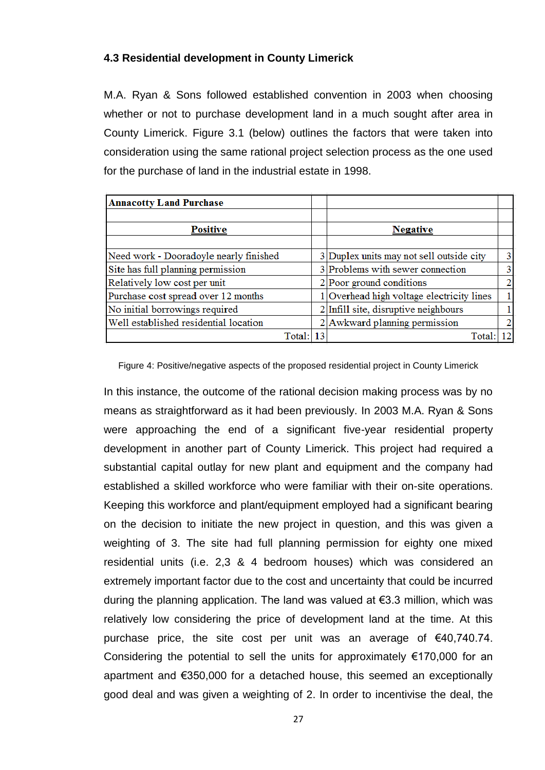### 4.3 Residential development in County Limerick

M.A. Ryan & Sons followed established convention in 2003 when choosing whether or not to purchase development land in a much sought after area in County Limerick. Figure 3.1 (below) outlines the factors that were taken into consideration using the same rational project selection process as the one used for the purchase of land in the industrial estate in 1998.

| **Annacotty Land Purchase** | | | |
|---|---|---|---|
| | | | |
| **Positive** | | **Negative** | |
| | | | |
| Need work - Dooradoyle nearly finished | 3 | Duplex units may not sell outside city | 3 |
| Site has full planning permission | 3 | Problems with sewer connection | 3 |
| Relatively low cost per unit | 2 | Poor ground conditions | 2 |
| Purchase cost spread over 12 months | 1 | Overhead high voltage electricity lines | 1 |
| No initial borrowings required | 2 | Infill site, disruptive neighbours | 1 |
| Well established residential location | 2 | Awkward planning permission | 2 |
| Total: | 13 | Total: | 12 |

Figure 4: Positive/negative aspects of the proposed residential project in County Limerick

In this instance, the outcome of the rational decision making process was by no means as straightforward as it had been previously. In 2003 M.A. Ryan & Sons were approaching the end of a significant five-year residential property development in another part of County Limerick. This project had required a substantial capital outlay for new plant and equipment and the company had established a skilled workforce who were familiar with their on-site operations. Keeping this workforce and plant/equipment employed had a significant bearing on the decision to initiate the new project in question, and this was given a weighting of 3. The site had full planning permission for eighty one mixed residential units (i.e. 2,3 & 4 bedroom houses) which was considered an extremely important factor due to the cost and uncertainty that could be incurred during the planning application. The land was valued at €3.3 million, which was relatively low considering the price of development land at the time. At this purchase price, the site cost per unit was an average of €40,740.74. Considering the potential to sell the units for approximately €170,000 for an apartment and €350,000 for a detached house, this seemed an exceptionally good deal and was given a weighting of 2. In order to incentivise the deal, the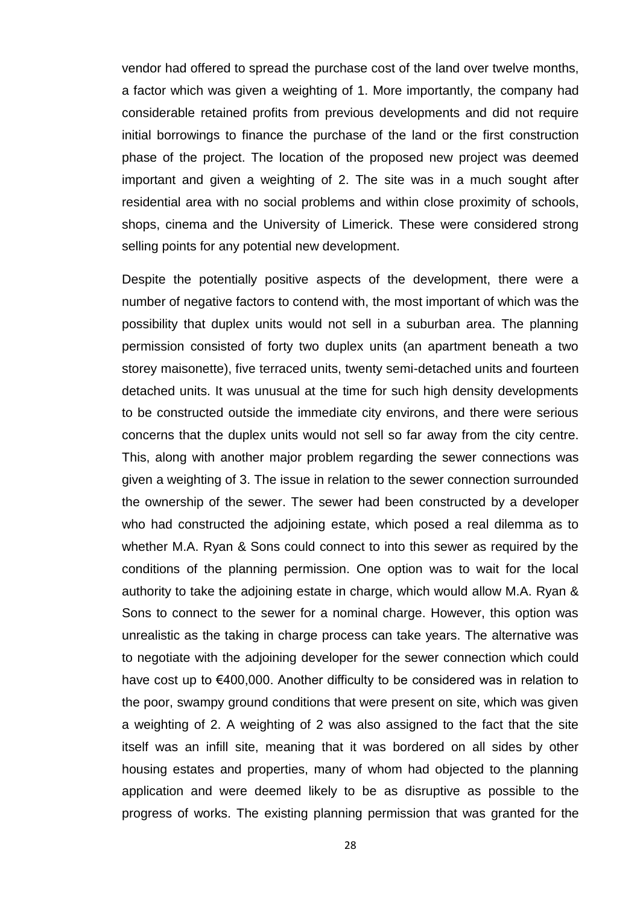vendor had offered to spread the purchase cost of the land over twelve months, a factor which was given a weighting of 1. More importantly, the company had considerable retained profits from previous developments and did not require initial borrowings to finance the purchase of the land or the first construction phase of the project. The location of the proposed new project was deemed important and given a weighting of 2. The site was in a much sought after residential area with no social problems and within close proximity of schools, shops, cinema and the University of Limerick. These were considered strong selling points for any potential new development.

Despite the potentially positive aspects of the development, there were a number of negative factors to contend with, the most important of which was the possibility that duplex units would not sell in a suburban area. The planning permission consisted of forty two duplex units (an apartment beneath a two storey maisonette), five terraced units, twenty semi-detached units and fourteen detached units. It was unusual at the time for such high density developments to be constructed outside the immediate city environs, and there were serious concerns that the duplex units would not sell so far away from the city centre. This, along with another major problem regarding the sewer connections was given a weighting of 3. The issue in relation to the sewer connection surrounded the ownership of the sewer. The sewer had been constructed by a developer who had constructed the adjoining estate, which posed a real dilemma as to whether M.A. Ryan & Sons could connect to into this sewer as required by the conditions of the planning permission. One option was to wait for the local authority to take the adjoining estate in charge, which would allow M.A. Ryan & Sons to connect to the sewer for a nominal charge. However, this option was unrealistic as the taking in charge process can take years. The alternative was to negotiate with the adjoining developer for the sewer connection which could have cost up to €400,000. Another difficulty to be considered was in relation to the poor, swampy ground conditions that were present on site, which was given a weighting of 2. A weighting of 2 was also assigned to the fact that the site itself was an infill site, meaning that it was bordered on all sides by other housing estates and properties, many of whom had objected to the planning application and were deemed likely to be as disruptive as possible to the progress of works. The existing planning permission that was granted for the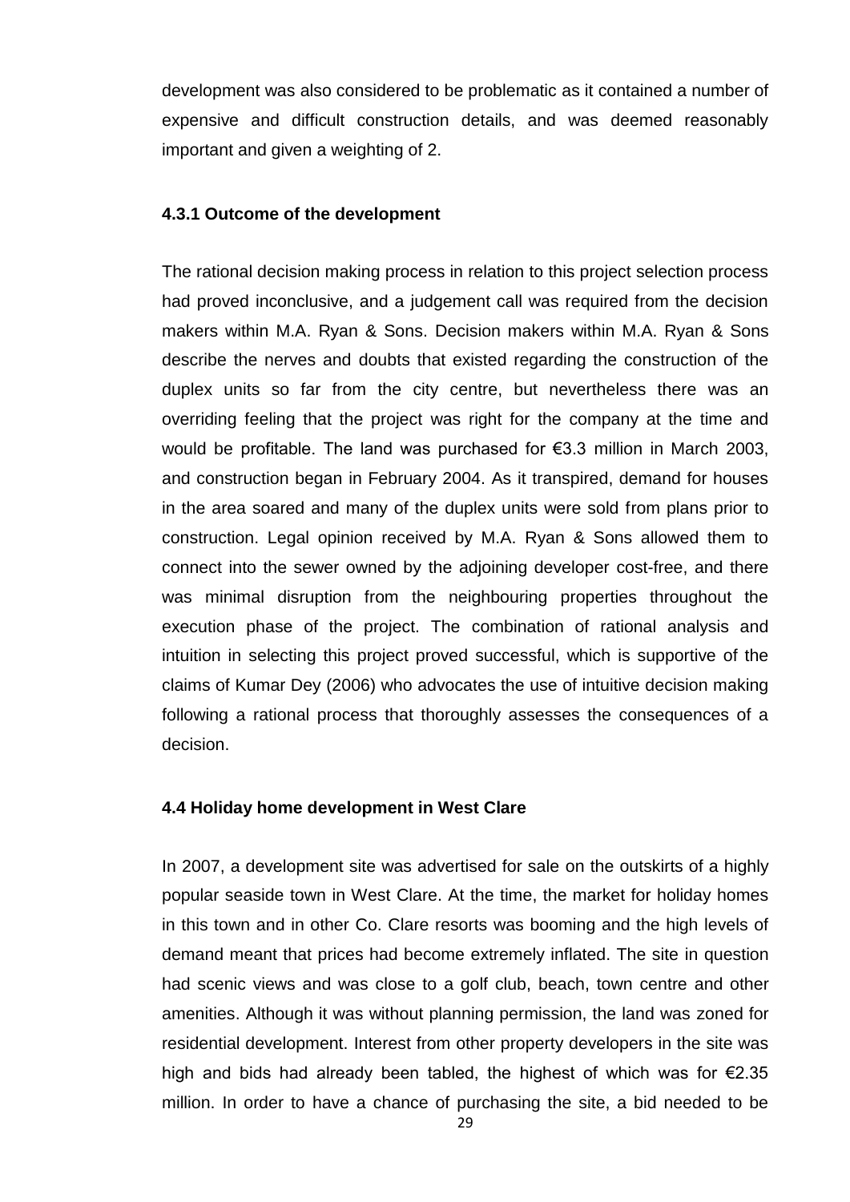development was also considered to be problematic as it contained a number of expensive and difficult construction details, and was deemed reasonably important and given a weighting of 2.

### 4.3.1 Outcome of the development

The rational decision making process in relation to this project selection process had proved inconclusive, and a judgement call was required from the decision makers within M.A. Ryan & Sons. Decision makers within M.A. Ryan & Sons describe the nerves and doubts that existed regarding the construction of the duplex units so far from the city centre, but nevertheless there was an overriding feeling that the project was right for the company at the time and would be profitable. The land was purchased for €3.3 million in March 2003, and construction began in February 2004. As it transpired, demand for houses in the area soared and many of the duplex units were sold from plans prior to construction. Legal opinion received by M.A. Ryan & Sons allowed them to connect into the sewer owned by the adjoining developer cost-free, and there was minimal disruption from the neighbouring properties throughout the execution phase of the project. The combination of rational analysis and intuition in selecting this project proved successful, which is supportive of the claims of Kumar Dey (2006) who advocates the use of intuitive decision making following a rational process that thoroughly assesses the consequences of a decision.

## 4.4 Holiday home development in West Clare

In 2007, a development site was advertised for sale on the outskirts of a highly popular seaside town in West Clare. At the time, the market for holiday homes in this town and in other Co. Clare resorts was booming and the high levels of demand meant that prices had become extremely inflated. The site in question had scenic views and was close to a golf club, beach, town centre and other amenities. Although it was without planning permission, the land was zoned for residential development. Interest from other property developers in the site was high and bids had already been tabled, the highest of which was for €2.35 million. In order to have a chance of purchasing the site, a bid needed to be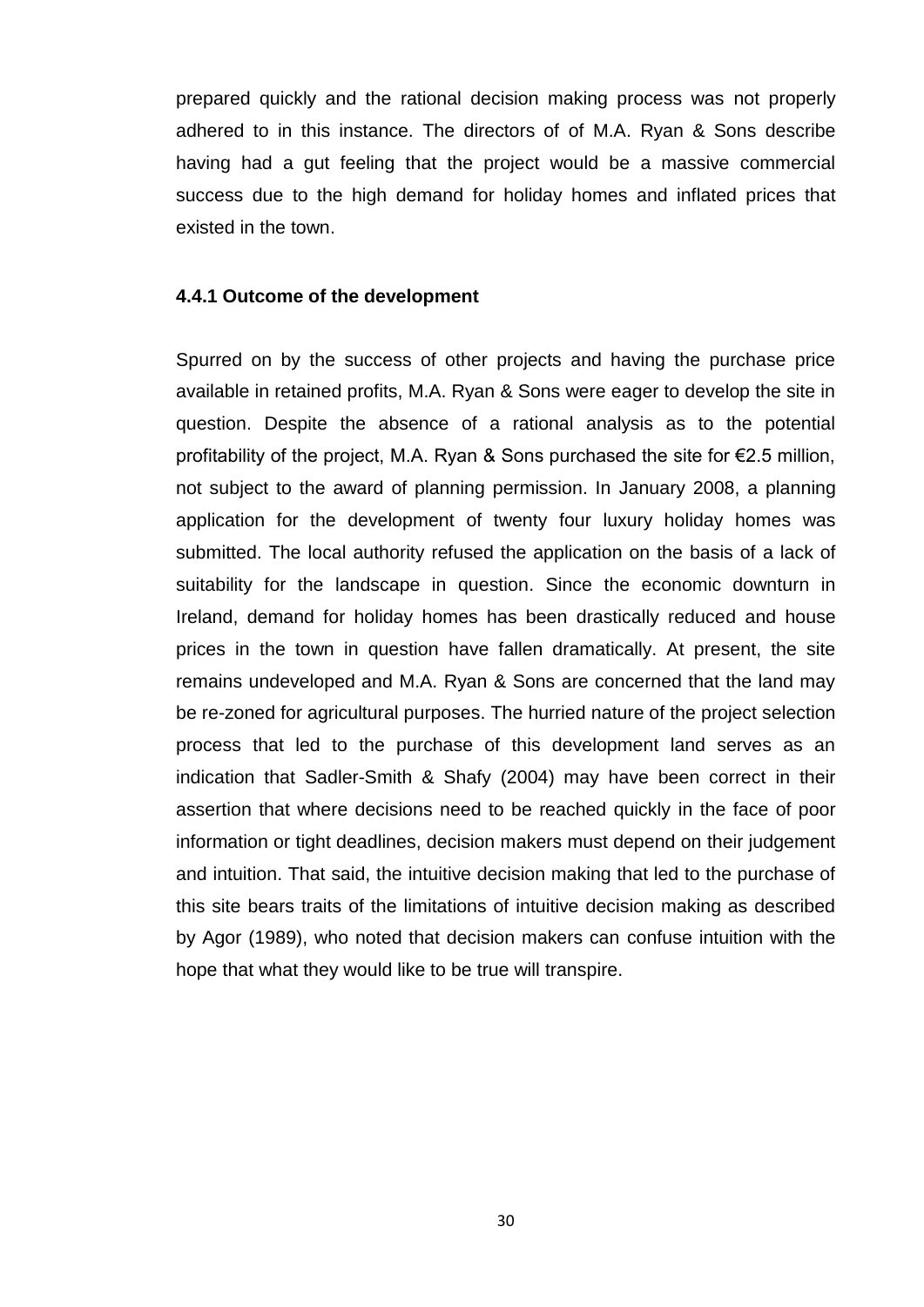prepared quickly and the rational decision making process was not properly adhered to in this instance. The directors of of M.A. Ryan & Sons describe having had a gut feeling that the project would be a massive commercial success due to the high demand for holiday homes and inflated prices that existed in the town.

### 4.4.1 Outcome of the development

Spurred on by the success of other projects and having the purchase price available in retained profits, M.A. Ryan & Sons were eager to develop the site in question. Despite the absence of a rational analysis as to the potential profitability of the project, M.A. Ryan & Sons purchased the site for €2.5 million, not subject to the award of planning permission. In January 2008, a planning application for the development of twenty four luxury holiday homes was submitted. The local authority refused the application on the basis of a lack of suitability for the landscape in question. Since the economic downturn in Ireland, demand for holiday homes has been drastically reduced and house prices in the town in question have fallen dramatically. At present, the site remains undeveloped and M.A. Ryan & Sons are concerned that the land may be re-zoned for agricultural purposes. The hurried nature of the project selection process that led to the purchase of this development land serves as an indication that Sadler-Smith & Shafy (2004) may have been correct in their assertion that where decisions need to be reached quickly in the face of poor information or tight deadlines, decision makers must depend on their judgement and intuition. That said, the intuitive decision making that led to the purchase of this site bears traits of the limitations of intuitive decision making as described by Agor (1989), who noted that decision makers can confuse intuition with the hope that what they would like to be true will transpire.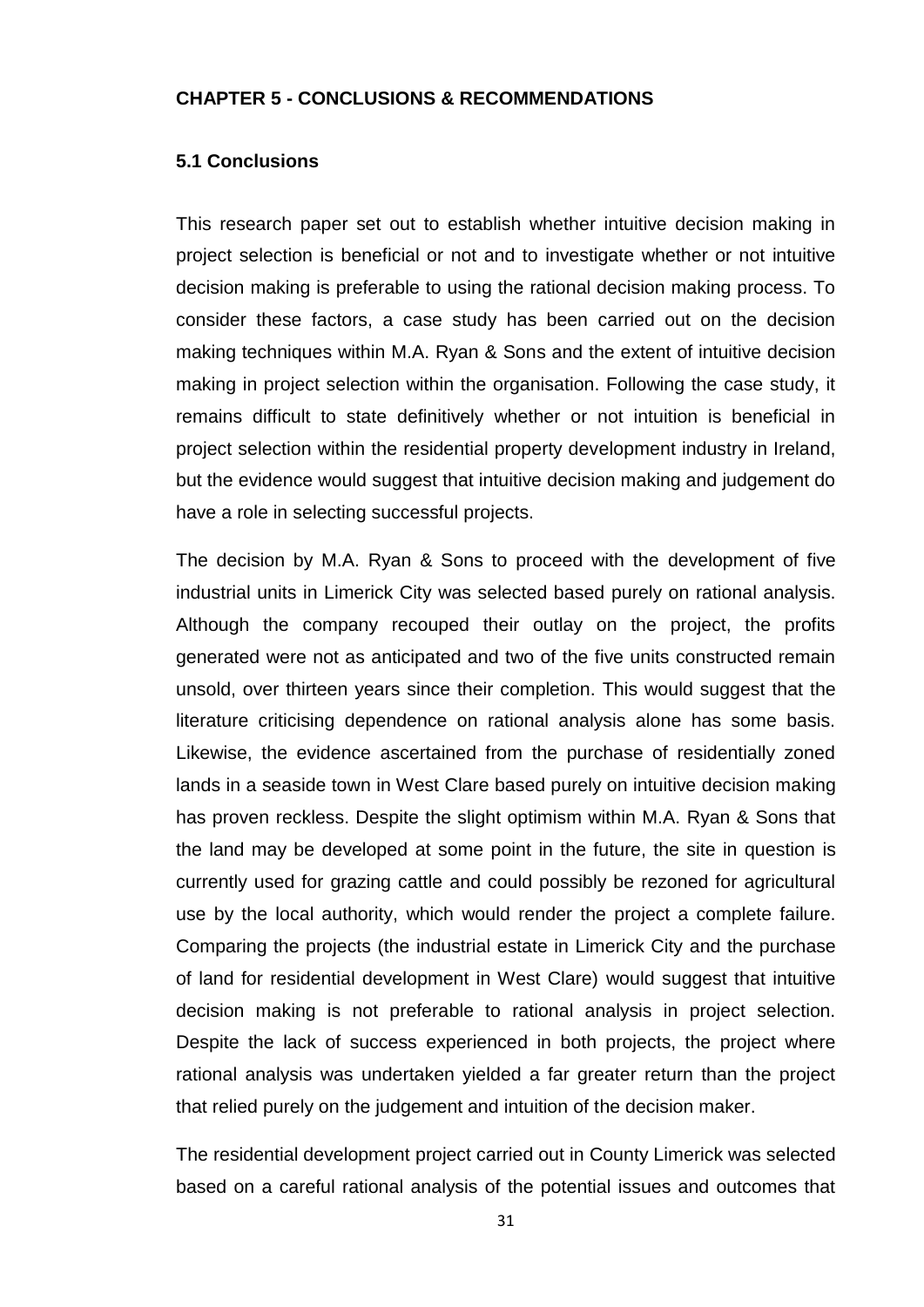# CHAPTER 5 - CONCLUSIONS & RECOMMENDATIONS

## 5.1 Conclusions

This research paper set out to establish whether intuitive decision making in project selection is beneficial or not and to investigate whether or not intuitive decision making is preferable to using the rational decision making process. To consider these factors, a case study has been carried out on the decision making techniques within M.A. Ryan & Sons and the extent of intuitive decision making in project selection within the organisation. Following the case study, it remains difficult to state definitively whether or not intuition is beneficial in project selection within the residential property development industry in Ireland, but the evidence would suggest that intuitive decision making and judgement do have a role in selecting successful projects.

The decision by M.A. Ryan & Sons to proceed with the development of five industrial units in Limerick City was selected based purely on rational analysis. Although the company recouped their outlay on the project, the profits generated were not as anticipated and two of the five units constructed remain unsold, over thirteen years since their completion. This would suggest that the literature criticising dependence on rational analysis alone has some basis. Likewise, the evidence ascertained from the purchase of residentially zoned lands in a seaside town in West Clare based purely on intuitive decision making has proven reckless. Despite the slight optimism within M.A. Ryan & Sons that the land may be developed at some point in the future, the site in question is currently used for grazing cattle and could possibly be rezoned for agricultural use by the local authority, which would render the project a complete failure. Comparing the projects (the industrial estate in Limerick City and the purchase of land for residential development in West Clare) would suggest that intuitive decision making is not preferable to rational analysis in project selection. Despite the lack of success experienced in both projects, the project where rational analysis was undertaken yielded a far greater return than the project that relied purely on the judgement and intuition of the decision maker.

The residential development project carried out in County Limerick was selected based on a careful rational analysis of the potential issues and outcomes that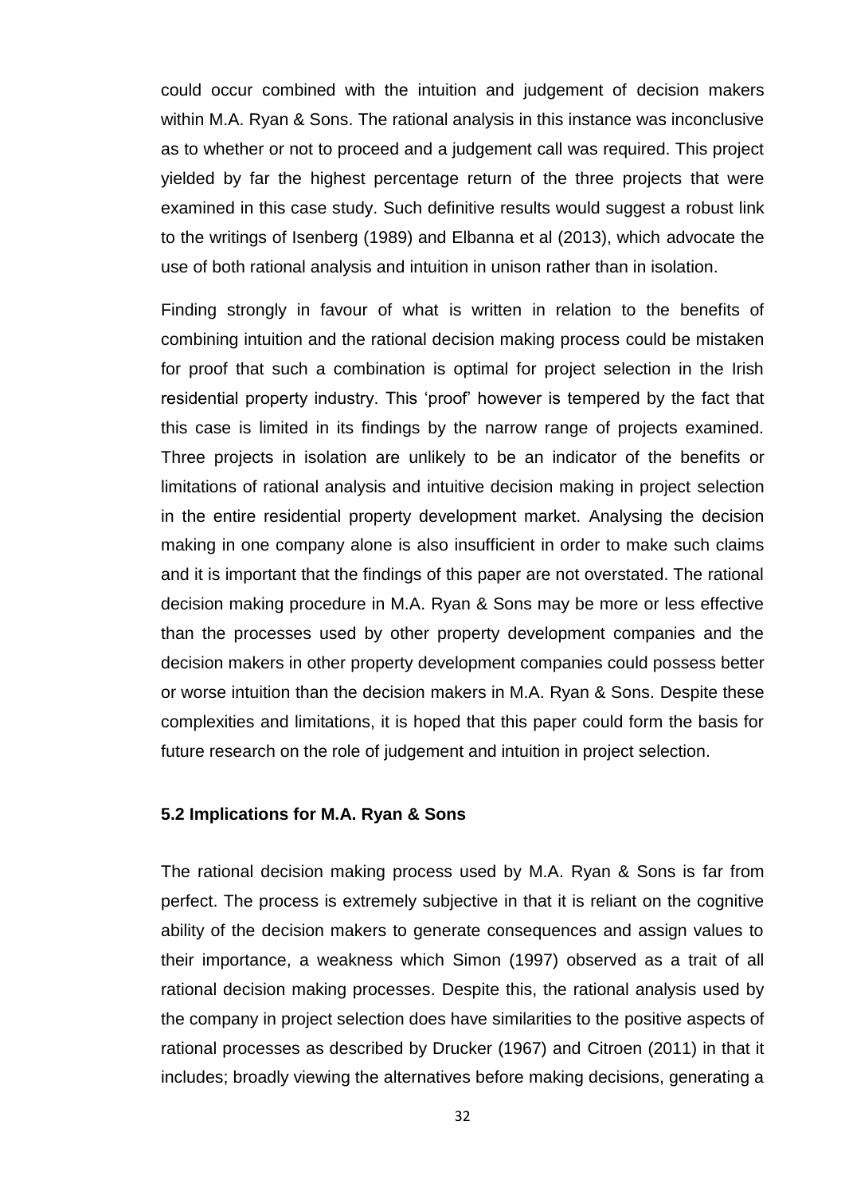could occur combined with the intuition and judgement of decision makers within M.A. Ryan & Sons. The rational analysis in this instance was inconclusive as to whether or not to proceed and a judgement call was required. This project yielded by far the highest percentage return of the three projects that were examined in this case study. Such definitive results would suggest a robust link to the writings of Isenberg (1989) and Elbanna et al (2013), which advocate the use of both rational analysis and intuition in unison rather than in isolation.

Finding strongly in favour of what is written in relation to the benefits of combining intuition and the rational decision making process could be mistaken for proof that such a combination is optimal for project selection in the Irish residential property industry. This 'proof' however is tempered by the fact that this case is limited in its findings by the narrow range of projects examined. Three projects in isolation are unlikely to be an indicator of the benefits or limitations of rational analysis and intuitive decision making in project selection in the entire residential property development market. Analysing the decision making in one company alone is also insufficient in order to make such claims and it is important that the findings of this paper are not overstated. The rational decision making procedure in M.A. Ryan & Sons may be more or less effective than the processes used by other property development companies and the decision makers in other property development companies could possess better or worse intuition than the decision makers in M.A. Ryan & Sons. Despite these complexities and limitations, it is hoped that this paper could form the basis for future research on the role of judgement and intuition in project selection.

### 5.2 Implications for M.A. Ryan & Sons

The rational decision making process used by M.A. Ryan & Sons is far from perfect. The process is extremely subjective in that it is reliant on the cognitive ability of the decision makers to generate consequences and assign values to their importance, a weakness which Simon (1997) observed as a trait of all rational decision making processes. Despite this, the rational analysis used by the company in project selection does have similarities to the positive aspects of rational processes as described by Drucker (1967) and Citroen (2011) in that it includes; broadly viewing the alternatives before making decisions, generating a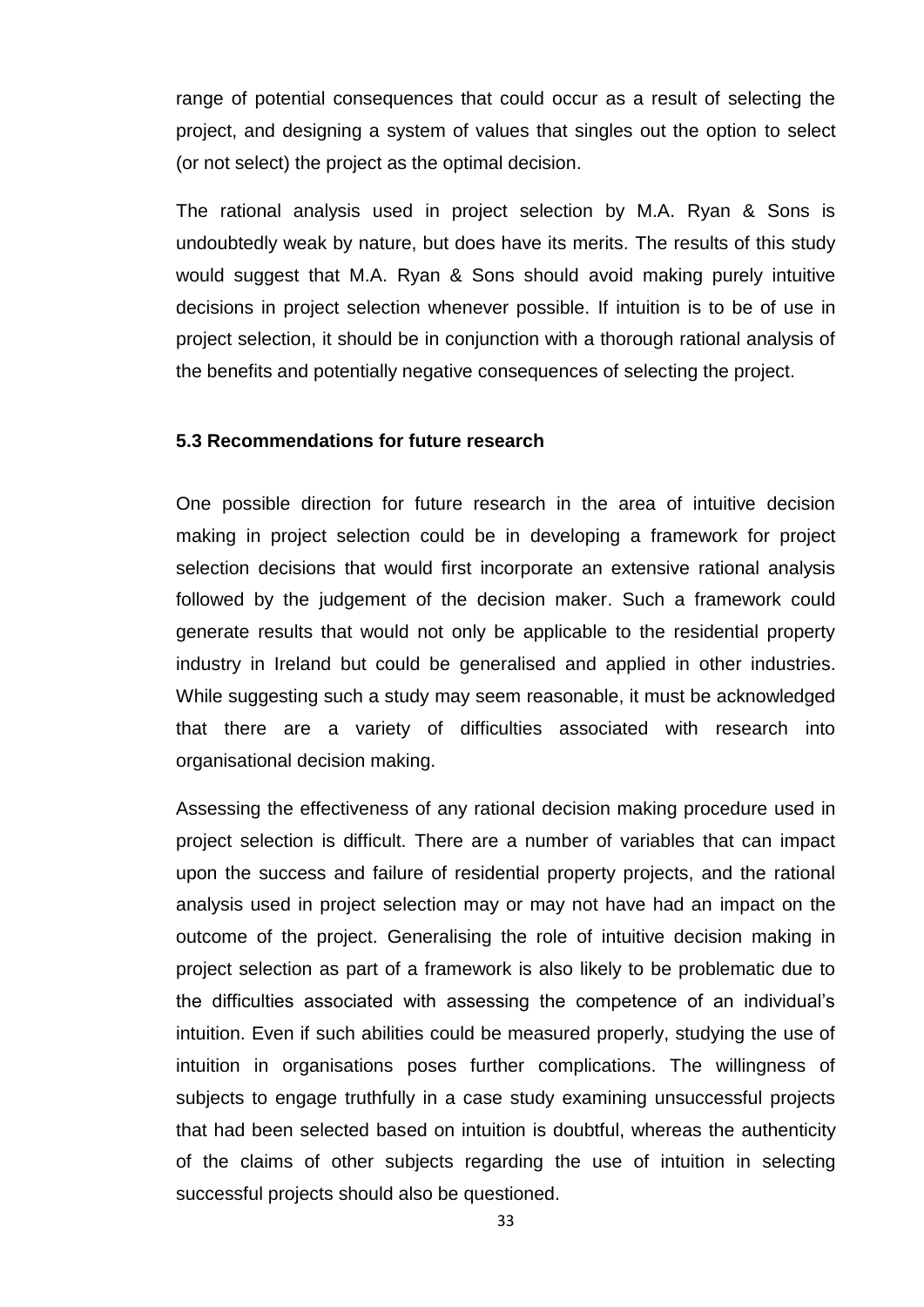range of potential consequences that could occur as a result of selecting the project, and designing a system of values that singles out the option to select (or not select) the project as the optimal decision.

The rational analysis used in project selection by M.A. Ryan & Sons is undoubtedly weak by nature, but does have its merits. The results of this study would suggest that M.A. Ryan & Sons should avoid making purely intuitive decisions in project selection whenever possible. If intuition is to be of use in project selection, it should be in conjunction with a thorough rational analysis of the benefits and potentially negative consequences of selecting the project.

### 5.3 Recommendations for future research

One possible direction for future research in the area of intuitive decision making in project selection could be in developing a framework for project selection decisions that would first incorporate an extensive rational analysis followed by the judgement of the decision maker. Such a framework could generate results that would not only be applicable to the residential property industry in Ireland but could be generalised and applied in other industries. While suggesting such a study may seem reasonable, it must be acknowledged that there are a variety of difficulties associated with research into organisational decision making.

Assessing the effectiveness of any rational decision making procedure used in project selection is difficult. There are a number of variables that can impact upon the success and failure of residential property projects, and the rational analysis used in project selection may or may not have had an impact on the outcome of the project. Generalising the role of intuitive decision making in project selection as part of a framework is also likely to be problematic due to the difficulties associated with assessing the competence of an individual's intuition. Even if such abilities could be measured properly, studying the use of intuition in organisations poses further complications. The willingness of subjects to engage truthfully in a case study examining unsuccessful projects that had been selected based on intuition is doubtful, whereas the authenticity of the claims of other subjects regarding the use of intuition in selecting successful projects should also be questioned.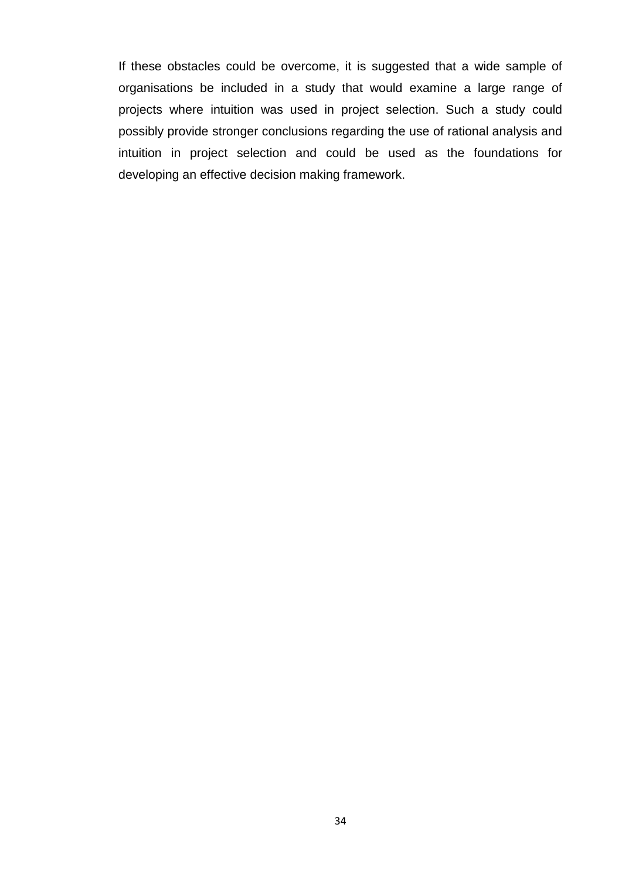If these obstacles could be overcome, it is suggested that a wide sample of organisations be included in a study that would examine a large range of projects where intuition was used in project selection. Such a study could possibly provide stronger conclusions regarding the use of rational analysis and intuition in project selection and could be used as the foundations for developing an effective decision making framework.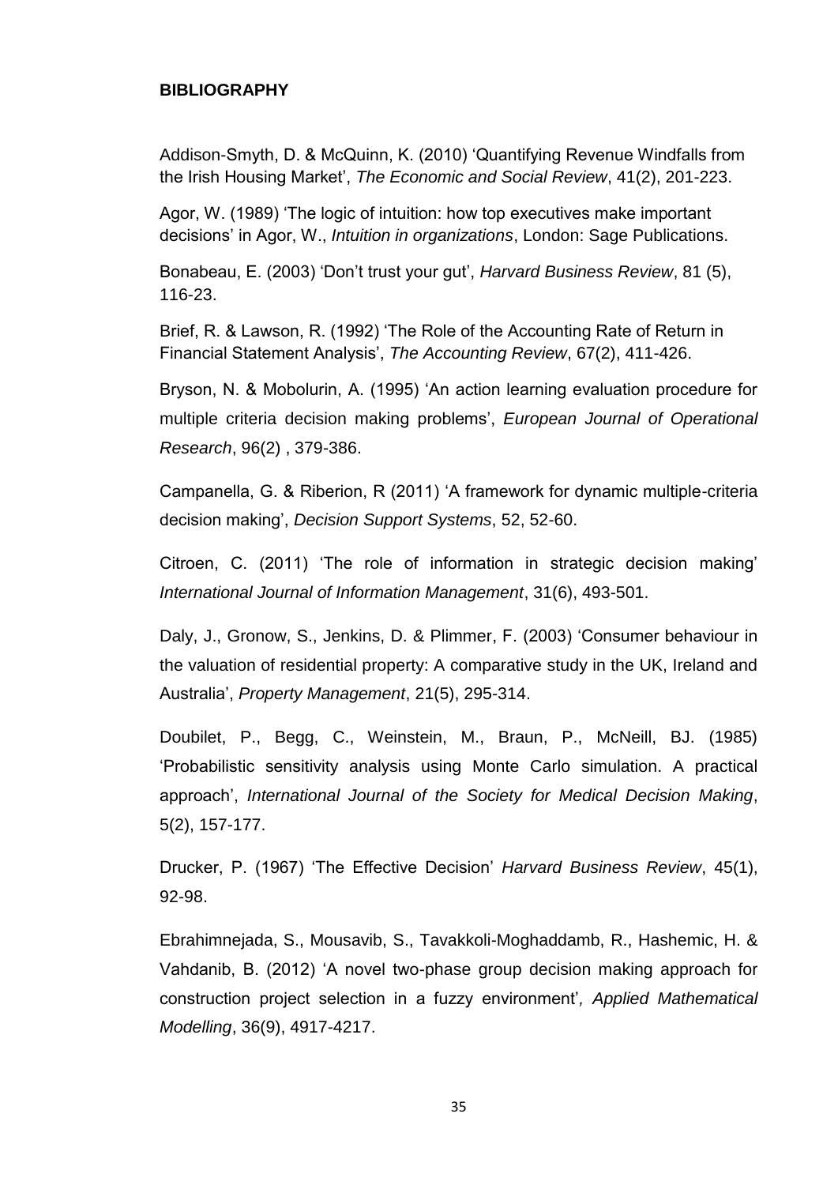**BIBLIOGRAPHY**

Addison-Smyth, D. & McQuinn, K. (2010) 'Quantifying Revenue Windfalls from the Irish Housing Market', *The Economic and Social Review*, 41(2), 201-223.

Agor, W. (1989) 'The logic of intuition: how top executives make important decisions' in Agor, W., *Intuition in organizations*, London: Sage Publications.

Bonabeau, E. (2003) 'Don't trust your gut', *Harvard Business Review*, 81 (5), 116-23.

Brief, R. & Lawson, R. (1992) 'The Role of the Accounting Rate of Return in Financial Statement Analysis', *The Accounting Review*, 67(2), 411-426.

Bryson, N. & Mobolurin, A. (1995) 'An action learning evaluation procedure for multiple criteria decision making problems', *European Journal of Operational Research*, 96(2) , 379-386.

Campanella, G. & Riberion, R (2011) 'A framework for dynamic multiple-criteria decision making', *Decision Support Systems*, 52, 52-60.

Citroen, C. (2011) 'The role of information in strategic decision making' *International Journal of Information Management*, 31(6), 493-501.

Daly, J., Gronow, S., Jenkins, D. & Plimmer, F. (2003) 'Consumer behaviour in the valuation of residential property: A comparative study in the UK, Ireland and Australia', *Property Management*, 21(5), 295-314.

Doubilet, P., Begg, C., Weinstein, M., Braun, P., McNeill, BJ. (1985) 'Probabilistic sensitivity analysis using Monte Carlo simulation. A practical approach', *International Journal of the Society for Medical Decision Making*, 5(2), 157-177.

Drucker, P. (1967) 'The Effective Decision' *Harvard Business Review*, 45(1), 92-98.

Ebrahimnejada, S., Mousavib, S., Tavakkoli-Moghaddamb, R., Hashemic, H. & Vahdanib, B. (2012) 'A novel two-phase group decision making approach for construction project selection in a fuzzy environment', *Applied Mathematical Modelling*, 36(9), 4917-4217.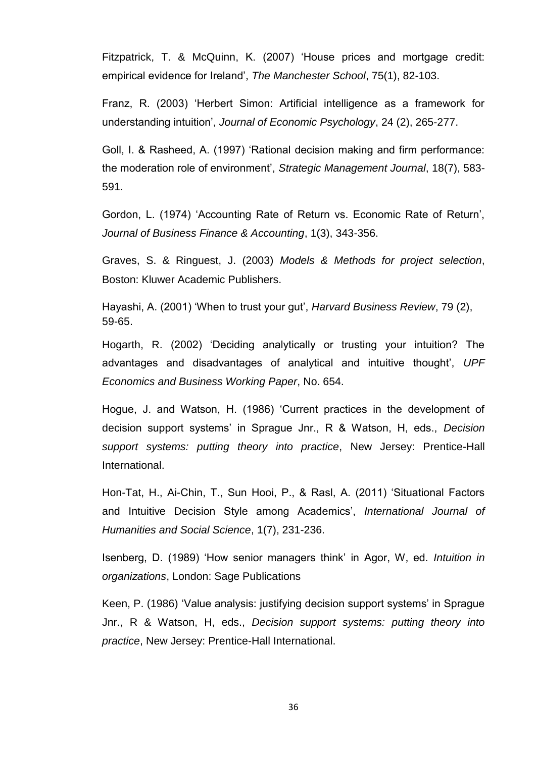Fitzpatrick, T. & McQuinn, K. (2007) 'House prices and mortgage credit: empirical evidence for Ireland', *The Manchester School*, 75(1), 82-103.

Franz, R. (2003) 'Herbert Simon: Artificial intelligence as a framework for understanding intuition', *Journal of Economic Psychology*, 24 (2), 265-277.

Goll, I. & Rasheed, A. (1997) 'Rational decision making and firm performance: the moderation role of environment', *Strategic Management Journal*, 18(7), 583-591.

Gordon, L. (1974) 'Accounting Rate of Return vs. Economic Rate of Return', *Journal of Business Finance & Accounting*, 1(3), 343-356.

Graves, S. & Ringuest, J. (2003) *Models & Methods for project selection*, Boston: Kluwer Academic Publishers.

Hayashi, A. (2001) 'When to trust your gut', *Harvard Business Review*, 79 (2), 59-65.

Hogarth, R. (2002) 'Deciding analytically or trusting your intuition? The advantages and disadvantages of analytical and intuitive thought', *UPF Economics and Business Working Paper*, No. 654.

Hogue, J. and Watson, H. (1986) 'Current practices in the development of decision support systems' in Sprague Jnr., R & Watson, H, eds., *Decision support systems: putting theory into practice*, New Jersey: Prentice-Hall International.

Hon-Tat, H., Ai-Chin, T., Sun Hooi, P., & Rasl, A. (2011) 'Situational Factors and Intuitive Decision Style among Academics', *International Journal of Humanities and Social Science*, 1(7), 231-236.

Isenberg, D. (1989) 'How senior managers think' in Agor, W, ed. *Intuition in organizations*, London: Sage Publications

Keen, P. (1986) 'Value analysis: justifying decision support systems' in Sprague Jnr., R & Watson, H, eds., *Decision support systems: putting theory into practice*, New Jersey: Prentice-Hall International.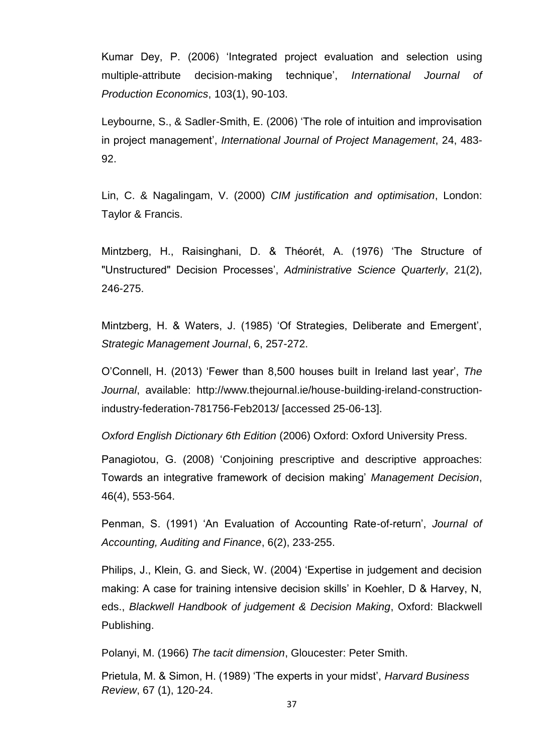Kumar Dey, P. (2006) 'Integrated project evaluation and selection using multiple-attribute decision-making technique', *International Journal of Production Economics*, 103(1), 90-103.

Leybourne, S., & Sadler-Smith, E. (2006) 'The role of intuition and improvisation in project management', *International Journal of Project Management*, 24, 483-92.

Lin, C. & Nagalingam, V. (2000) *CIM justification and optimisation*, London: Taylor & Francis.

Mintzberg, H., Raisinghani, D. & Théorét, A. (1976) 'The Structure of "Unstructured" Decision Processes', *Administrative Science Quarterly*, 21(2), 246-275.

Mintzberg, H. & Waters, J. (1985) 'Of Strategies, Deliberate and Emergent', *Strategic Management Journal*, 6, 257-272.

O'Connell, H. (2013) 'Fewer than 8,500 houses built in Ireland last year', *The Journal*, available: http://www.thejournal.ie/house-building-ireland-construction-industry-federation-781756-Feb2013/ [accessed 25-06-13].

*Oxford English Dictionary 6th Edition* (2006) Oxford: Oxford University Press.

Panagiotou, G. (2008) 'Conjoining prescriptive and descriptive approaches: Towards an integrative framework of decision making' *Management Decision*, 46(4), 553-564.

Penman, S. (1991) 'An Evaluation of Accounting Rate-of-return', *Journal of Accounting, Auditing and Finance*, 6(2), 233-255.

Philips, J., Klein, G. and Sieck, W. (2004) 'Expertise in judgement and decision making: A case for training intensive decision skills' in Koehler, D & Harvey, N, eds., *Blackwell Handbook of judgement & Decision Making*, Oxford: Blackwell Publishing.

Polanyi, M. (1966) *The tacit dimension*, Gloucester: Peter Smith.

Prietula, M. & Simon, H. (1989) 'The experts in your midst', *Harvard Business Review*, 67 (1), 120-24.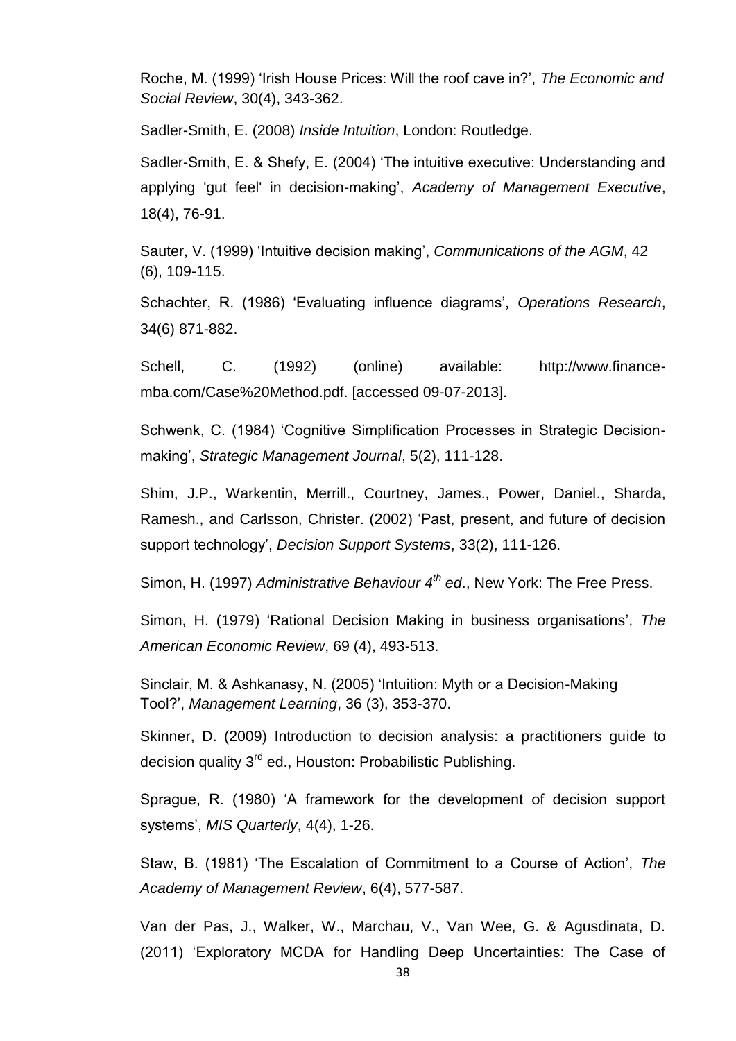Roche, M. (1999) 'Irish House Prices: Will the roof cave in?', *The Economic and Social Review*, 30(4), 343-362.

Sadler-Smith, E. (2008) *Inside Intuition*, London: Routledge.

Sadler-Smith, E. & Shefy, E. (2004) 'The intuitive executive: Understanding and applying 'gut feel' in decision-making', *Academy of Management Executive*, 18(4), 76-91.

Sauter, V. (1999) 'Intuitive decision making', *Communications of the AGM*, 42 (6), 109-115.

Schachter, R. (1986) 'Evaluating influence diagrams', *Operations Research*, 34(6) 871-882.

Schell, C. (1992) (online) available: http://www.finance-mba.com/Case%20Method.pdf. [accessed 09-07-2013].

Schwenk, C. (1984) 'Cognitive Simplification Processes in Strategic Decision-making', *Strategic Management Journal*, 5(2), 111-128.

Shim, J.P., Warkentin, Merrill., Courtney, James., Power, Daniel., Sharda, Ramesh., and Carlsson, Christer. (2002) 'Past, present, and future of decision support technology', *Decision Support Systems*, 33(2), 111-126.

Simon, H. (1997) *Administrative Behaviour 4th ed*., New York: The Free Press.

Simon, H. (1979) 'Rational Decision Making in business organisations', *The American Economic Review*, 69 (4), 493-513.

Sinclair, M. & Ashkanasy, N. (2005) 'Intuition: Myth or a Decision-Making Tool?', *Management Learning*, 36 (3), 353-370.

Skinner, D. (2009) Introduction to decision analysis: a practitioners guide to decision quality 3rd ed., Houston: Probabilistic Publishing.

Sprague, R. (1980) 'A framework for the development of decision support systems', *MIS Quarterly*, 4(4), 1-26.

Staw, B. (1981) 'The Escalation of Commitment to a Course of Action', *The Academy of Management Review*, 6(4), 577-587.

Van der Pas, J., Walker, W., Marchau, V., Van Wee, G. & Agusdinata, D. (2011) 'Exploratory MCDA for Handling Deep Uncertainties: The Case of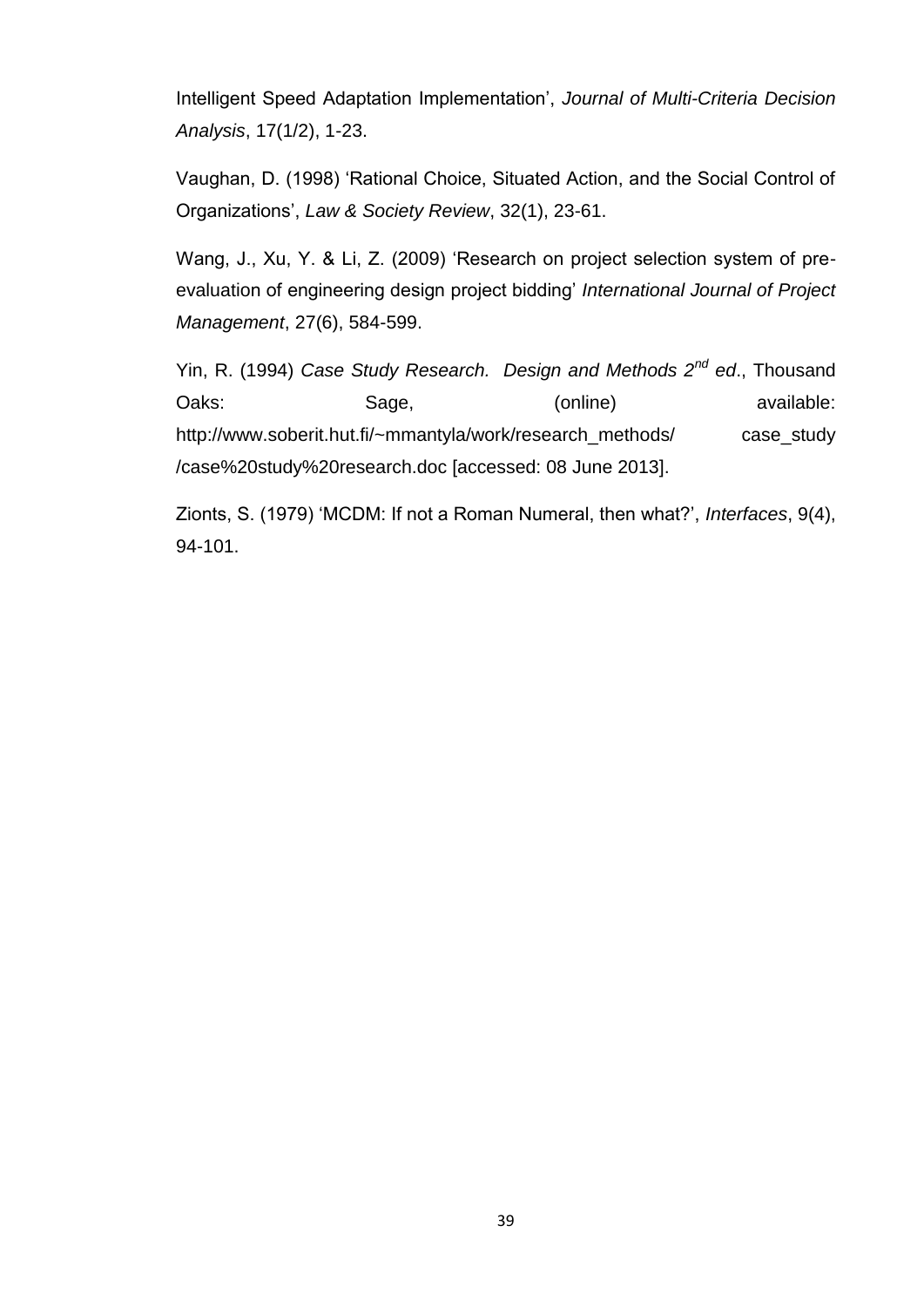Intelligent Speed Adaptation Implementation', *Journal of Multi-Criteria Decision Analysis*, 17(1/2), 1-23.

Vaughan, D. (1998) 'Rational Choice, Situated Action, and the Social Control of Organizations', *Law & Society Review*, 32(1), 23-61.

Wang, J., Xu, Y. & Li, Z. (2009) 'Research on project selection system of pre-evaluation of engineering design project bidding' *International Journal of Project Management*, 27(6), 584-599.

Yin, R. (1994) *Case Study Research. Design and Methods 2nd ed*., Thousand Oaks: Sage, (online) available: http://www.soberit.hut.fi/~mmantyla/work/research_methods/ case_study /case%20study%20research.doc [accessed: 08 June 2013].

Zionts, S. (1979) 'MCDM: If not a Roman Numeral, then what?', *Interfaces*, 9(4), 94-101.